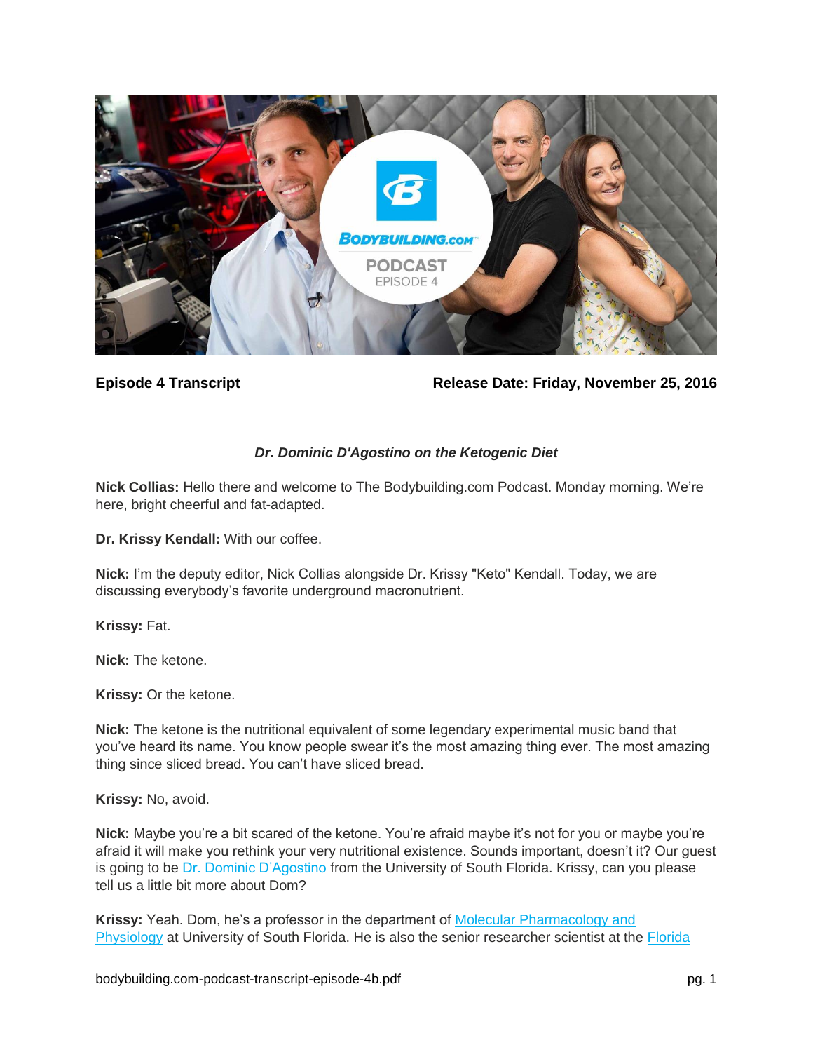**Episode 4 Transcript** **Release Date: Friday, November 25, 2016**

### *Dr. Dominic D'Agostino on the Ketogenic Diet*

**Nick Collias:** Hello there and welcome to The Bodybuilding.com Podcast. Monday morning. We're here, bright cheerful and fat-adapted.

**Dr. Krissy Kendall:** With our coffee.

**Nick:** I'm the deputy editor, Nick Collias alongside Dr. Krissy "Keto" Kendall. Today, we are discussing everybody's favorite underground macronutrient.

**Krissy:** Fat.

**Nick:** The ketone.

**Krissy:** Or the ketone.

**Nick:** The ketone is the nutritional equivalent of some legendary experimental music band that you've heard its name. You know people swear it's the most amazing thing ever. The most amazing thing since sliced bread. You can't have sliced bread.

**Krissy:** No, avoid.

**Nick:** Maybe you're a bit scared of the ketone. You're afraid maybe it's not for you or maybe you're afraid it will make you rethink your very nutritional existence. Sounds important, doesn't it? Our guest is going to be Dr. Dominic D'Agostino from the University of South Florida. Krissy, can you please tell us a little bit more about Dom?

**Krissy:** Yeah. Dom, he's a professor in the department of Molecular Pharmacology and Physiology at University of South Florida. He is also the senior researcher scientist at the Florida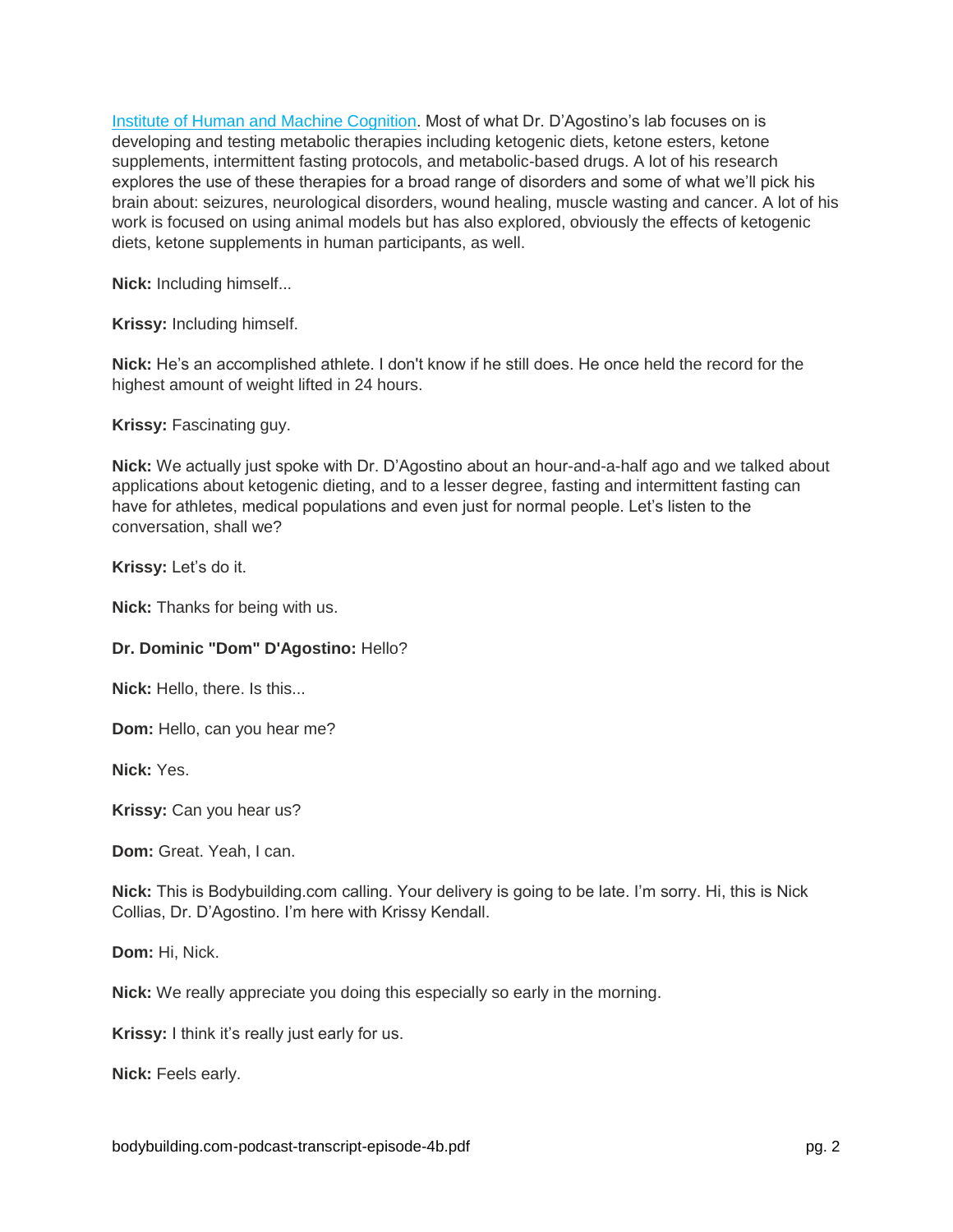[Institute of Human and Machine Cognition](#). Most of what Dr. D'Agostino's lab focuses on is developing and testing metabolic therapies including ketogenic diets, ketone esters, ketone supplements, intermittent fasting protocols, and metabolic-based drugs. A lot of his research explores the use of these therapies for a broad range of disorders and some of what we'll pick his brain about: seizures, neurological disorders, wound healing, muscle wasting and cancer. A lot of his work is focused on using animal models but has also explored, obviously the effects of ketogenic diets, ketone supplements in human participants, as well.

**Nick:** Including himself...

**Krissy:** Including himself.

**Nick:** He's an accomplished athlete. I don't know if he still does. He once held the record for the highest amount of weight lifted in 24 hours.

**Krissy:** Fascinating guy.

**Nick:** We actually just spoke with Dr. D'Agostino about an hour-and-a-half ago and we talked about applications about ketogenic dieting, and to a lesser degree, fasting and intermittent fasting can have for athletes, medical populations and even just for normal people. Let's listen to the conversation, shall we?

**Krissy:** Let's do it.

**Nick:** Thanks for being with us.

**Dr. Dominic "Dom" D'Agostino:** Hello?

**Nick:** Hello, there. Is this...

**Dom:** Hello, can you hear me?

**Nick:** Yes.

**Krissy:** Can you hear us?

**Dom:** Great. Yeah, I can.

**Nick:** This is Bodybuilding.com calling. Your delivery is going to be late. I'm sorry. Hi, this is Nick Collias, Dr. D'Agostino. I'm here with Krissy Kendall.

**Dom:** Hi, Nick.

**Nick:** We really appreciate you doing this especially so early in the morning.

**Krissy:** I think it's really just early for us.

**Nick:** Feels early.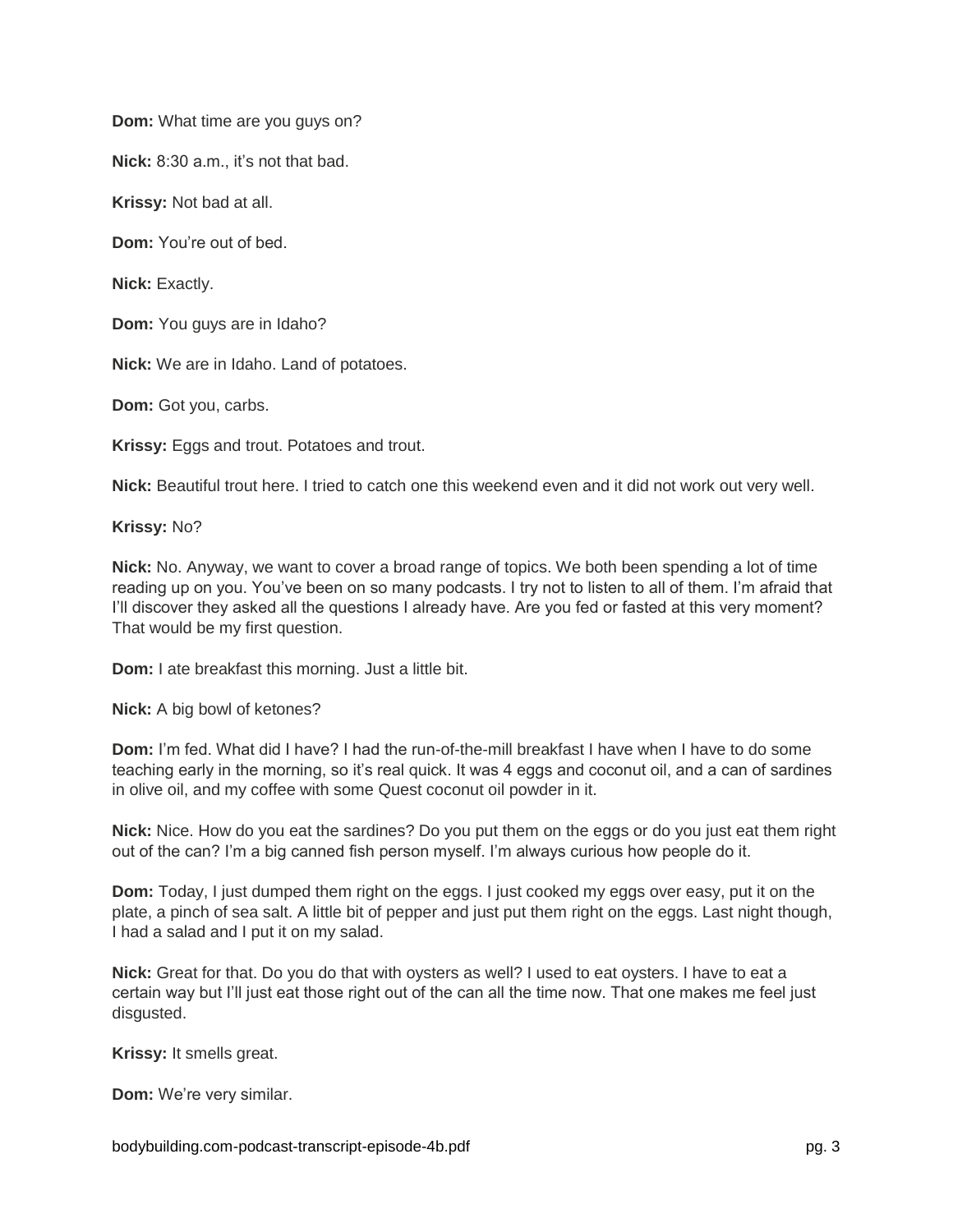**Dom:** What time are you guys on?

**Nick:** 8:30 a.m., it's not that bad.

**Krissy:** Not bad at all.

**Dom:** You're out of bed.

**Nick:** Exactly.

**Dom:** You guys are in Idaho?

**Nick:** We are in Idaho. Land of potatoes.

**Dom:** Got you, carbs.

**Krissy:** Eggs and trout. Potatoes and trout.

**Nick:** Beautiful trout here. I tried to catch one this weekend even and it did not work out very well.

**Krissy:** No?

**Nick:** No. Anyway, we want to cover a broad range of topics. We both been spending a lot of time reading up on you. You've been on so many podcasts. I try not to listen to all of them. I'm afraid that I'll discover they asked all the questions I already have. Are you fed or fasted at this very moment? That would be my first question.

**Dom:** I ate breakfast this morning. Just a little bit.

**Nick:** A big bowl of ketones?

**Dom:** I'm fed. What did I have? I had the run-of-the-mill breakfast I have when I have to do some teaching early in the morning, so it's real quick. It was 4 eggs and coconut oil, and a can of sardines in olive oil, and my coffee with some Quest coconut oil powder in it.

**Nick:** Nice. How do you eat the sardines? Do you put them on the eggs or do you just eat them right out of the can? I'm a big canned fish person myself. I'm always curious how people do it.

**Dom:** Today, I just dumped them right on the eggs. I just cooked my eggs over easy, put it on the plate, a pinch of sea salt. A little bit of pepper and just put them right on the eggs. Last night though, I had a salad and I put it on my salad.

**Nick:** Great for that. Do you do that with oysters as well? I used to eat oysters. I have to eat a certain way but I'll just eat those right out of the can all the time now. That one makes me feel just disgusted.

**Krissy:** It smells great.

**Dom:** We're very similar.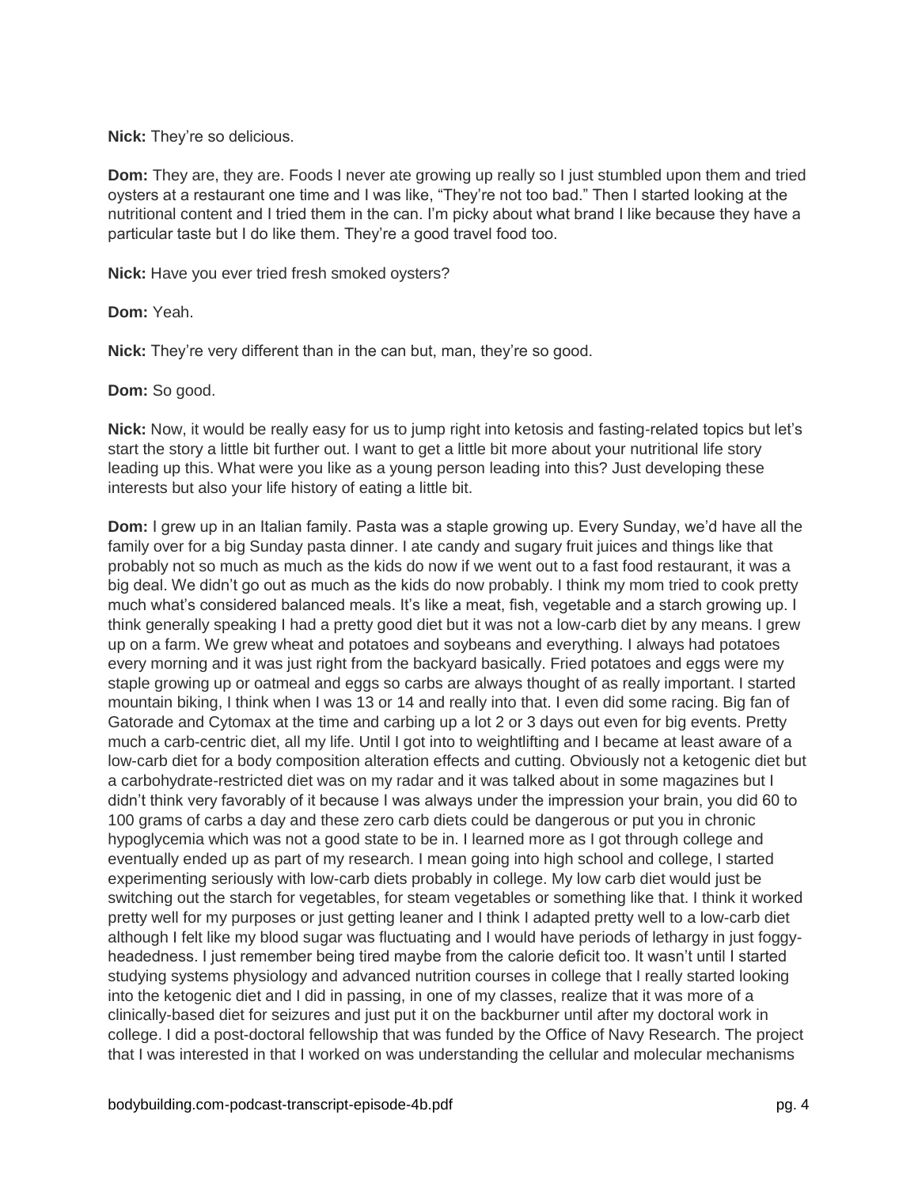**Nick:** They're so delicious.

**Dom:** They are, they are. Foods I never ate growing up really so I just stumbled upon them and tried oysters at a restaurant one time and I was like, "They're not too bad." Then I started looking at the nutritional content and I tried them in the can. I'm picky about what brand I like because they have a particular taste but I do like them. They're a good travel food too.

**Nick:** Have you ever tried fresh smoked oysters?

**Dom:** Yeah.

**Nick:** They're very different than in the can but, man, they're so good.

**Dom:** So good.

**Nick:** Now, it would be really easy for us to jump right into ketosis and fasting-related topics but let's start the story a little bit further out. I want to get a little bit more about your nutritional life story leading up this. What were you like as a young person leading into this? Just developing these interests but also your life history of eating a little bit.

**Dom:** I grew up in an Italian family. Pasta was a staple growing up. Every Sunday, we'd have all the family over for a big Sunday pasta dinner. I ate candy and sugary fruit juices and things like that probably not so much as much as the kids do now if we went out to a fast food restaurant, it was a big deal. We didn't go out as much as the kids do now probably. I think my mom tried to cook pretty much what's considered balanced meals. It's like a meat, fish, vegetable and a starch growing up. I think generally speaking I had a pretty good diet but it was not a low-carb diet by any means. I grew up on a farm. We grew wheat and potatoes and soybeans and everything. I always had potatoes every morning and it was just right from the backyard basically. Fried potatoes and eggs were my staple growing up or oatmeal and eggs so carbs are always thought of as really important. I started mountain biking, I think when I was 13 or 14 and really into that. I even did some racing. Big fan of Gatorade and Cytomax at the time and carbing up a lot 2 or 3 days out even for big events. Pretty much a carb-centric diet, all my life. Until I got into to weightlifting and I became at least aware of a low-carb diet for a body composition alteration effects and cutting. Obviously not a ketogenic diet but a carbohydrate-restricted diet was on my radar and it was talked about in some magazines but I didn't think very favorably of it because I was always under the impression your brain, you did 60 to 100 grams of carbs a day and these zero carb diets could be dangerous or put you in chronic hypoglycemia which was not a good state to be in. I learned more as I got through college and eventually ended up as part of my research. I mean going into high school and college, I started experimenting seriously with low-carb diets probably in college. My low carb diet would just be switching out the starch for vegetables, for steam vegetables or something like that. I think it worked pretty well for my purposes or just getting leaner and I think I adapted pretty well to a low-carb diet although I felt like my blood sugar was fluctuating and I would have periods of lethargy in just foggy-headedness. I just remember being tired maybe from the calorie deficit too. It wasn't until I started studying systems physiology and advanced nutrition courses in college that I really started looking into the ketogenic diet and I did in passing, in one of my classes, realize that it was more of a clinically-based diet for seizures and just put it on the backburner until after my doctoral work in college. I did a post-doctoral fellowship that was funded by the Office of Navy Research. The project that I was interested in that I worked on was understanding the cellular and molecular mechanisms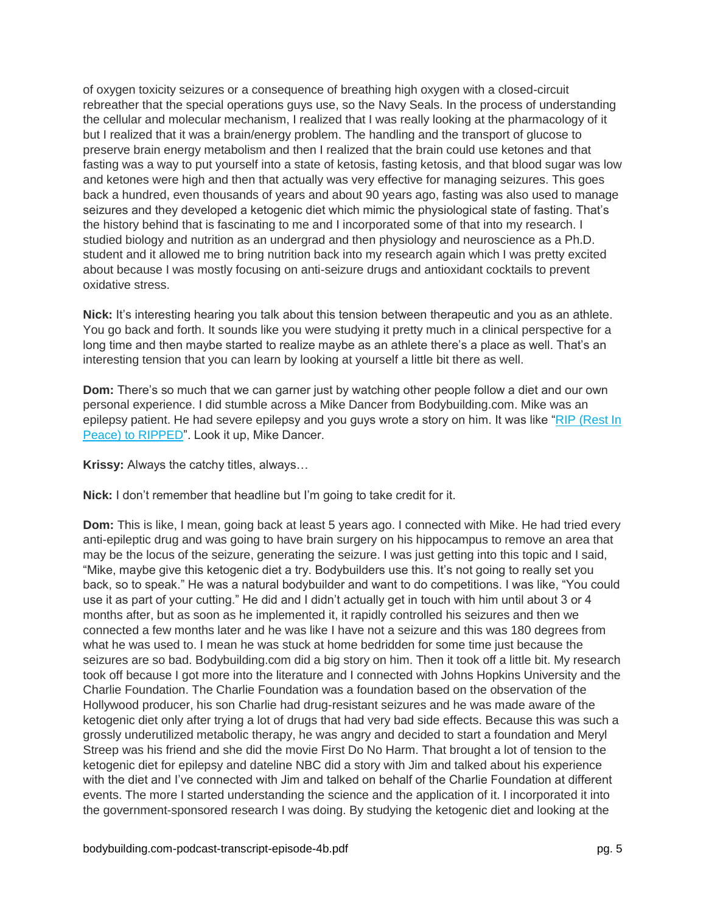of oxygen toxicity seizures or a consequence of breathing high oxygen with a closed-circuit rebreather that the special operations guys use, so the Navy Seals. In the process of understanding the cellular and molecular mechanism, I realized that I was really looking at the pharmacology of it but I realized that it was a brain/energy problem. The handling and the transport of glucose to preserve brain energy metabolism and then I realized that the brain could use ketones and that fasting was a way to put yourself into a state of ketosis, fasting ketosis, and that blood sugar was low and ketones were high and then that actually was very effective for managing seizures. This goes back a hundred, even thousands of years and about 90 years ago, fasting was also used to manage seizures and they developed a ketogenic diet which mimic the physiological state of fasting. That's the history behind that is fascinating to me and I incorporated some of that into my research. I studied biology and nutrition as an undergrad and then physiology and neuroscience as a Ph.D. student and it allowed me to bring nutrition back into my research again which I was pretty excited about because I was mostly focusing on anti-seizure drugs and antioxidant cocktails to prevent oxidative stress.

**Nick:** It's interesting hearing you talk about this tension between therapeutic and you as an athlete. You go back and forth. It sounds like you were studying it pretty much in a clinical perspective for a long time and then maybe started to realize maybe as an athlete there's a place as well. That's an interesting tension that you can learn by looking at yourself a little bit there as well.

**Dom:** There's so much that we can garner just by watching other people follow a diet and our own personal experience. I did stumble across a Mike Dancer from Bodybuilding.com. Mike was an epilepsy patient. He had severe epilepsy and you guys wrote a story on him. It was like "RIP (Rest In Peace) to RIPPED". Look it up, Mike Dancer.

**Krissy:** Always the catchy titles, always…

**Nick:** I don't remember that headline but I'm going to take credit for it.

**Dom:** This is like, I mean, going back at least 5 years ago. I connected with Mike. He had tried every anti-epileptic drug and was going to have brain surgery on his hippocampus to remove an area that may be the locus of the seizure, generating the seizure. I was just getting into this topic and I said, "Mike, maybe give this ketogenic diet a try. Bodybuilders use this. It's not going to really set you back, so to speak." He was a natural bodybuilder and want to do competitions. I was like, "You could use it as part of your cutting." He did and I didn't actually get in touch with him until about 3 or 4 months after, but as soon as he implemented it, it rapidly controlled his seizures and then we connected a few months later and he was like I have not a seizure and this was 180 degrees from what he was used to. I mean he was stuck at home bedridden for some time just because the seizures are so bad. Bodybuilding.com did a big story on him. Then it took off a little bit. My research took off because I got more into the literature and I connected with Johns Hopkins University and the Charlie Foundation. The Charlie Foundation was a foundation based on the observation of the Hollywood producer, his son Charlie had drug-resistant seizures and he was made aware of the ketogenic diet only after trying a lot of drugs that had very bad side effects. Because this was such a grossly underutilized metabolic therapy, he was angry and decided to start a foundation and Meryl Streep was his friend and she did the movie First Do No Harm. That brought a lot of tension to the ketogenic diet for epilepsy and dateline NBC did a story with Jim and talked about his experience with the diet and I've connected with Jim and talked on behalf of the Charlie Foundation at different events. The more I started understanding the science and the application of it. I incorporated it into the government-sponsored research I was doing. By studying the ketogenic diet and looking at the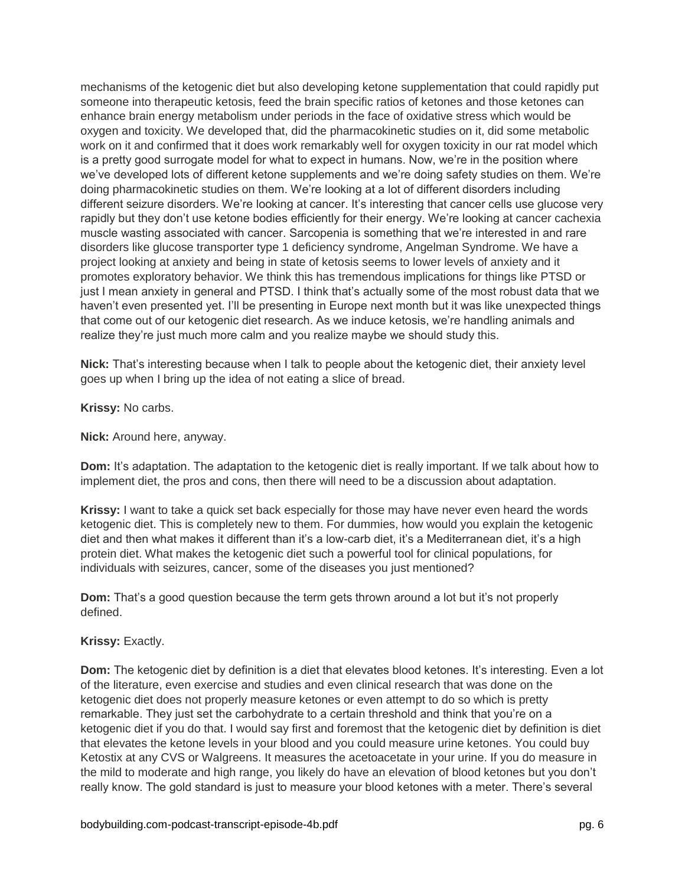mechanisms of the ketogenic diet but also developing ketone supplementation that could rapidly put someone into therapeutic ketosis, feed the brain specific ratios of ketones and those ketones can enhance brain energy metabolism under periods in the face of oxidative stress which would be oxygen and toxicity. We developed that, did the pharmacokinetic studies on it, did some metabolic work on it and confirmed that it does work remarkably well for oxygen toxicity in our rat model which is a pretty good surrogate model for what to expect in humans. Now, we're in the position where we've developed lots of different ketone supplements and we're doing safety studies on them. We're doing pharmacokinetic studies on them. We're looking at a lot of different disorders including different seizure disorders. We're looking at cancer. It's interesting that cancer cells use glucose very rapidly but they don't use ketone bodies efficiently for their energy. We're looking at cancer cachexia muscle wasting associated with cancer. Sarcopenia is something that we're interested in and rare disorders like glucose transporter type 1 deficiency syndrome, Angelman Syndrome. We have a project looking at anxiety and being in state of ketosis seems to lower levels of anxiety and it promotes exploratory behavior. We think this has tremendous implications for things like PTSD or just I mean anxiety in general and PTSD. I think that's actually some of the most robust data that we haven't even presented yet. I'll be presenting in Europe next month but it was like unexpected things that come out of our ketogenic diet research. As we induce ketosis, we're handling animals and realize they're just much more calm and you realize maybe we should study this.

**Nick:** That's interesting because when I talk to people about the ketogenic diet, their anxiety level goes up when I bring up the idea of not eating a slice of bread.

**Krissy:** No carbs.

**Nick:** Around here, anyway.

**Dom:** It's adaptation. The adaptation to the ketogenic diet is really important. If we talk about how to implement diet, the pros and cons, then there will need to be a discussion about adaptation.

**Krissy:** I want to take a quick set back especially for those may have never even heard the words ketogenic diet. This is completely new to them. For dummies, how would you explain the ketogenic diet and then what makes it different than it's a low-carb diet, it's a Mediterranean diet, it's a high protein diet. What makes the ketogenic diet such a powerful tool for clinical populations, for individuals with seizures, cancer, some of the diseases you just mentioned?

**Dom:** That's a good question because the term gets thrown around a lot but it's not properly defined.

**Krissy:** Exactly.

**Dom:** The ketogenic diet by definition is a diet that elevates blood ketones. It's interesting. Even a lot of the literature, even exercise and studies and even clinical research that was done on the ketogenic diet does not properly measure ketones or even attempt to do so which is pretty remarkable. They just set the carbohydrate to a certain threshold and think that you're on a ketogenic diet if you do that. I would say first and foremost that the ketogenic diet by definition is diet that elevates the ketone levels in your blood and you could measure urine ketones. You could buy Ketostix at any CVS or Walgreens. It measures the acetoacetate in your urine. If you do measure in the mild to moderate and high range, you likely do have an elevation of blood ketones but you don't really know. The gold standard is just to measure your blood ketones with a meter. There's several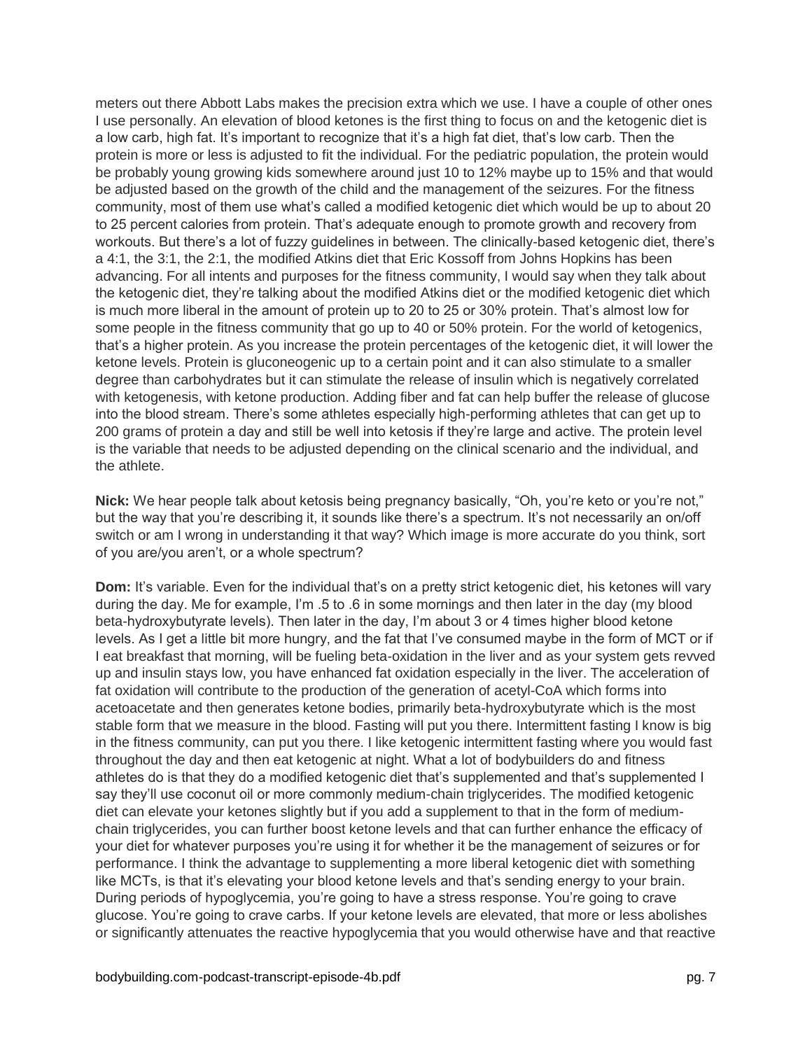meters out there Abbott Labs makes the precision extra which we use. I have a couple of other ones I use personally. An elevation of blood ketones is the first thing to focus on and the ketogenic diet is a low carb, high fat. It's important to recognize that it's a high fat diet, that's low carb. Then the protein is more or less is adjusted to fit the individual. For the pediatric population, the protein would be probably young growing kids somewhere around just 10 to 12% maybe up to 15% and that would be adjusted based on the growth of the child and the management of the seizures. For the fitness community, most of them use what's called a modified ketogenic diet which would be up to about 20 to 25 percent calories from protein. That's adequate enough to promote growth and recovery from workouts. But there's a lot of fuzzy guidelines in between. The clinically-based ketogenic diet, there's a 4:1, the 3:1, the 2:1, the modified Atkins diet that Eric Kossoff from Johns Hopkins has been advancing. For all intents and purposes for the fitness community, I would say when they talk about the ketogenic diet, they're talking about the modified Atkins diet or the modified ketogenic diet which is much more liberal in the amount of protein up to 20 to 25 or 30% protein. That's almost low for some people in the fitness community that go up to 40 or 50% protein. For the world of ketogenics, that's a higher protein. As you increase the protein percentages of the ketogenic diet, it will lower the ketone levels. Protein is gluconeogenic up to a certain point and it can also stimulate to a smaller degree than carbohydrates but it can stimulate the release of insulin which is negatively correlated with ketogenesis, with ketone production. Adding fiber and fat can help buffer the release of glucose into the blood stream. There's some athletes especially high-performing athletes that can get up to 200 grams of protein a day and still be well into ketosis if they're large and active. The protein level is the variable that needs to be adjusted depending on the clinical scenario and the individual, and the athlete.

**Nick:** We hear people talk about ketosis being pregnancy basically, "Oh, you're keto or you're not," but the way that you're describing it, it sounds like there's a spectrum. It's not necessarily an on/off switch or am I wrong in understanding it that way? Which image is more accurate do you think, sort of you are/you aren't, or a whole spectrum?

**Dom:** It's variable. Even for the individual that's on a pretty strict ketogenic diet, his ketones will vary during the day. Me for example, I'm .5 to .6 in some mornings and then later in the day (my blood beta-hydroxybutyrate levels). Then later in the day, I'm about 3 or 4 times higher blood ketone levels. As I get a little bit more hungry, and the fat that I've consumed maybe in the form of MCT or if I eat breakfast that morning, will be fueling beta-oxidation in the liver and as your system gets revved up and insulin stays low, you have enhanced fat oxidation especially in the liver. The acceleration of fat oxidation will contribute to the production of the generation of acetyl-CoA which forms into acetoacetate and then generates ketone bodies, primarily beta-hydroxybutyrate which is the most stable form that we measure in the blood. Fasting will put you there. Intermittent fasting I know is big in the fitness community, can put you there. I like ketogenic intermittent fasting where you would fast throughout the day and then eat ketogenic at night. What a lot of bodybuilders do and fitness athletes do is that they do a modified ketogenic diet that's supplemented and that's supplemented I say they'll use coconut oil or more commonly medium-chain triglycerides. The modified ketogenic diet can elevate your ketones slightly but if you add a supplement to that in the form of medium-chain triglycerides, you can further boost ketone levels and that can further enhance the efficacy of your diet for whatever purposes you're using it for whether it be the management of seizures or for performance. I think the advantage to supplementing a more liberal ketogenic diet with something like MCTs, is that it's elevating your blood ketone levels and that's sending energy to your brain. During periods of hypoglycemia, you're going to have a stress response. You're going to crave glucose. You're going to crave carbs. If your ketone levels are elevated, that more or less abolishes or significantly attenuates the reactive hypoglycemia that you would otherwise have and that reactive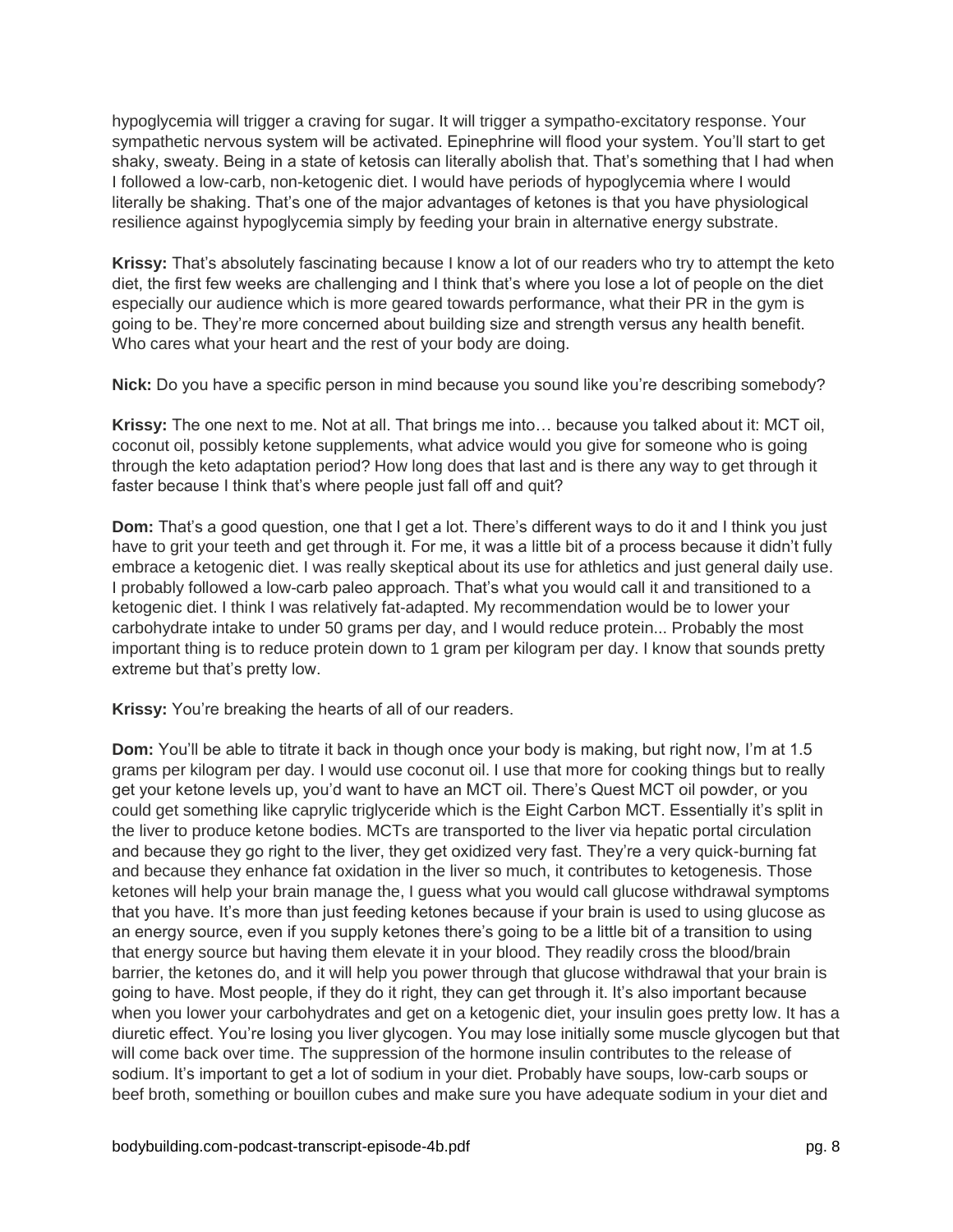hypoglycemia will trigger a craving for sugar. It will trigger a sympatho-excitatory response. Your sympathetic nervous system will be activated. Epinephrine will flood your system. You'll start to get shaky, sweaty. Being in a state of ketosis can literally abolish that. That's something that I had when I followed a low-carb, non-ketogenic diet. I would have periods of hypoglycemia where I would literally be shaking. That's one of the major advantages of ketones is that you have physiological resilience against hypoglycemia simply by feeding your brain in alternative energy substrate.

**Krissy:** That's absolutely fascinating because I know a lot of our readers who try to attempt the keto diet, the first few weeks are challenging and I think that's where you lose a lot of people on the diet especially our audience which is more geared towards performance, what their PR in the gym is going to be. They're more concerned about building size and strength versus any health benefit. Who cares what your heart and the rest of your body are doing.

**Nick:** Do you have a specific person in mind because you sound like you're describing somebody?

**Krissy:** The one next to me. Not at all. That brings me into… because you talked about it: MCT oil, coconut oil, possibly ketone supplements, what advice would you give for someone who is going through the keto adaptation period? How long does that last and is there any way to get through it faster because I think that's where people just fall off and quit?

**Dom:** That's a good question, one that I get a lot. There's different ways to do it and I think you just have to grit your teeth and get through it. For me, it was a little bit of a process because it didn't fully embrace a ketogenic diet. I was really skeptical about its use for athletics and just general daily use. I probably followed a low-carb paleo approach. That's what you would call it and transitioned to a ketogenic diet. I think I was relatively fat-adapted. My recommendation would be to lower your carbohydrate intake to under 50 grams per day, and I would reduce protein... Probably the most important thing is to reduce protein down to 1 gram per kilogram per day. I know that sounds pretty extreme but that's pretty low.

**Krissy:** You're breaking the hearts of all of our readers.

**Dom:** You'll be able to titrate it back in though once your body is making, but right now, I'm at 1.5 grams per kilogram per day. I would use coconut oil. I use that more for cooking things but to really get your ketone levels up, you'd want to have an MCT oil. There's Quest MCT oil powder, or you could get something like caprylic triglyceride which is the Eight Carbon MCT. Essentially it's split in the liver to produce ketone bodies. MCTs are transported to the liver via hepatic portal circulation and because they go right to the liver, they get oxidized very fast. They're a very quick-burning fat and because they enhance fat oxidation in the liver so much, it contributes to ketogenesis. Those ketones will help your brain manage the, I guess what you would call glucose withdrawal symptoms that you have. It's more than just feeding ketones because if your brain is used to using glucose as an energy source, even if you supply ketones there's going to be a little bit of a transition to using that energy source but having them elevate it in your blood. They readily cross the blood/brain barrier, the ketones do, and it will help you power through that glucose withdrawal that your brain is going to have. Most people, if they do it right, they can get through it. It's also important because when you lower your carbohydrates and get on a ketogenic diet, your insulin goes pretty low. It has a diuretic effect. You're losing you liver glycogen. You may lose initially some muscle glycogen but that will come back over time. The suppression of the hormone insulin contributes to the release of sodium. It's important to get a lot of sodium in your diet. Probably have soups, low-carb soups or beef broth, something or bouillon cubes and make sure you have adequate sodium in your diet and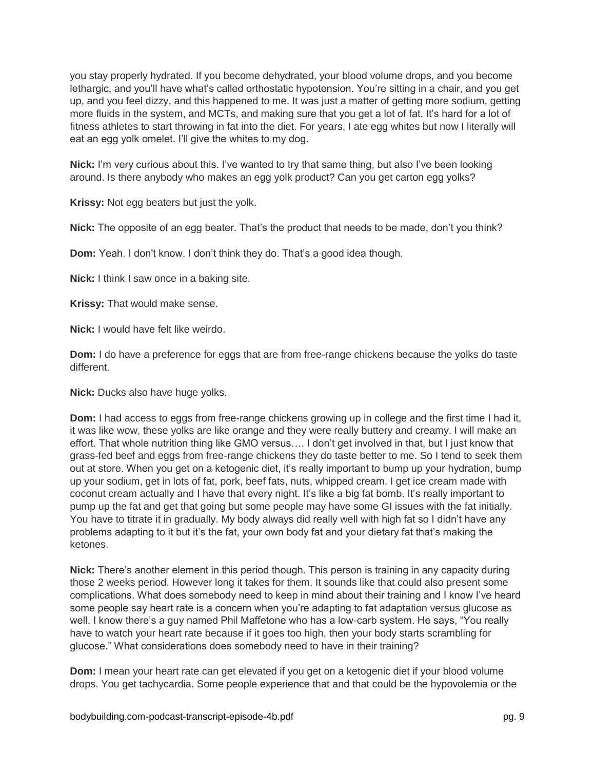you stay properly hydrated. If you become dehydrated, your blood volume drops, and you become lethargic, and you'll have what's called orthostatic hypotension. You're sitting in a chair, and you get up, and you feel dizzy, and this happened to me. It was just a matter of getting more sodium, getting more fluids in the system, and MCTs, and making sure that you get a lot of fat. It's hard for a lot of fitness athletes to start throwing in fat into the diet. For years, I ate egg whites but now I literally will eat an egg yolk omelet. I'll give the whites to my dog.

**Nick:** I'm very curious about this. I've wanted to try that same thing, but also I've been looking around. Is there anybody who makes an egg yolk product? Can you get carton egg yolks?

**Krissy:** Not egg beaters but just the yolk.

**Nick:** The opposite of an egg beater. That's the product that needs to be made, don't you think?

**Dom:** Yeah. I don't know. I don't think they do. That's a good idea though.

**Nick:** I think I saw once in a baking site.

**Krissy:** That would make sense.

**Nick:** I would have felt like weirdo.

**Dom:** I do have a preference for eggs that are from free-range chickens because the yolks do taste different.

**Nick:** Ducks also have huge yolks.

**Dom:** I had access to eggs from free-range chickens growing up in college and the first time I had it, it was like wow, these yolks are like orange and they were really buttery and creamy. I will make an effort. That whole nutrition thing like GMO versus…. I don't get involved in that, but I just know that grass-fed beef and eggs from free-range chickens they do taste better to me. So I tend to seek them out at store. When you get on a ketogenic diet, it's really important to bump up your hydration, bump up your sodium, get in lots of fat, pork, beef fats, nuts, whipped cream. I get ice cream made with coconut cream actually and I have that every night. It's like a big fat bomb. It's really important to pump up the fat and get that going but some people may have some GI issues with the fat initially. You have to titrate it in gradually. My body always did really well with high fat so I didn't have any problems adapting to it but it's the fat, your own body fat and your dietary fat that's making the ketones.

**Nick:** There's another element in this period though. This person is training in any capacity during those 2 weeks period. However long it takes for them. It sounds like that could also present some complications. What does somebody need to keep in mind about their training and I know I've heard some people say heart rate is a concern when you're adapting to fat adaptation versus glucose as well. I know there's a guy named Phil Maffetone who has a low-carb system. He says, "You really have to watch your heart rate because if it goes too high, then your body starts scrambling for glucose." What considerations does somebody need to have in their training?

**Dom:** I mean your heart rate can get elevated if you get on a ketogenic diet if your blood volume drops. You get tachycardia. Some people experience that and that could be the hypovolemia or the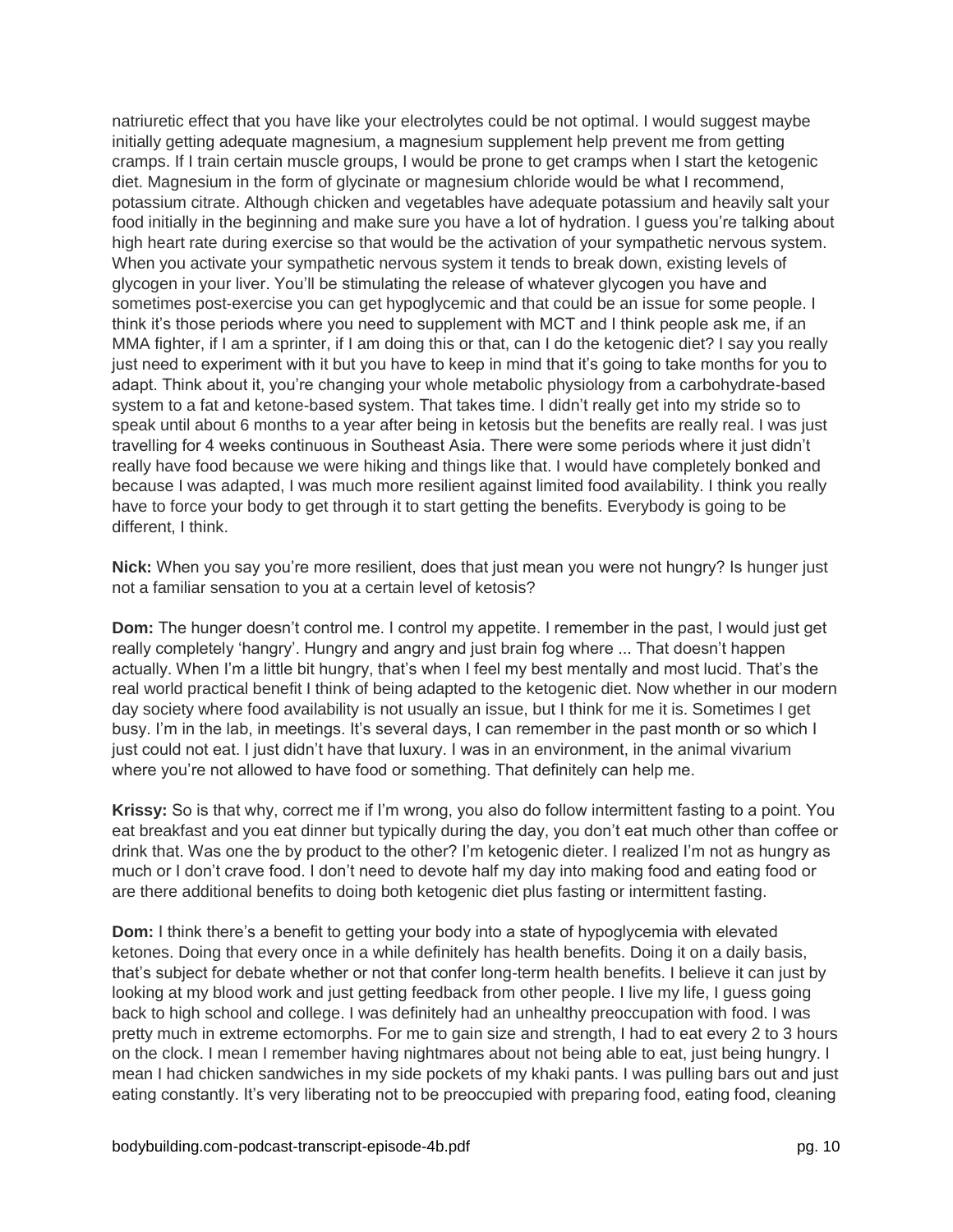natriuretic effect that you have like your electrolytes could be not optimal. I would suggest maybe initially getting adequate magnesium, a magnesium supplement help prevent me from getting cramps. If I train certain muscle groups, I would be prone to get cramps when I start the ketogenic diet. Magnesium in the form of glycinate or magnesium chloride would be what I recommend, potassium citrate. Although chicken and vegetables have adequate potassium and heavily salt your food initially in the beginning and make sure you have a lot of hydration. I guess you're talking about high heart rate during exercise so that would be the activation of your sympathetic nervous system. When you activate your sympathetic nervous system it tends to break down, existing levels of glycogen in your liver. You'll be stimulating the release of whatever glycogen you have and sometimes post-exercise you can get hypoglycemic and that could be an issue for some people. I think it's those periods where you need to supplement with MCT and I think people ask me, if an MMA fighter, if I am a sprinter, if I am doing this or that, can I do the ketogenic diet? I say you really just need to experiment with it but you have to keep in mind that it's going to take months for you to adapt. Think about it, you're changing your whole metabolic physiology from a carbohydrate-based system to a fat and ketone-based system. That takes time. I didn't really get into my stride so to speak until about 6 months to a year after being in ketosis but the benefits are really real. I was just travelling for 4 weeks continuous in Southeast Asia. There were some periods where it just didn't really have food because we were hiking and things like that. I would have completely bonked and because I was adapted, I was much more resilient against limited food availability. I think you really have to force your body to get through it to start getting the benefits. Everybody is going to be different, I think.

**Nick:** When you say you're more resilient, does that just mean you were not hungry? Is hunger just not a familiar sensation to you at a certain level of ketosis?

**Dom:** The hunger doesn't control me. I control my appetite. I remember in the past, I would just get really completely 'hangry'. Hungry and angry and just brain fog where ... That doesn't happen actually. When I'm a little bit hungry, that's when I feel my best mentally and most lucid. That's the real world practical benefit I think of being adapted to the ketogenic diet. Now whether in our modern day society where food availability is not usually an issue, but I think for me it is. Sometimes I get busy. I'm in the lab, in meetings. It's several days, I can remember in the past month or so which I just could not eat. I just didn't have that luxury. I was in an environment, in the animal vivarium where you're not allowed to have food or something. That definitely can help me.

**Krissy:** So is that why, correct me if I'm wrong, you also do follow intermittent fasting to a point. You eat breakfast and you eat dinner but typically during the day, you don't eat much other than coffee or drink that. Was one the by product to the other? I'm ketogenic dieter. I realized I'm not as hungry as much or I don't crave food. I don't need to devote half my day into making food and eating food or are there additional benefits to doing both ketogenic diet plus fasting or intermittent fasting.

**Dom:** I think there's a benefit to getting your body into a state of hypoglycemia with elevated ketones. Doing that every once in a while definitely has health benefits. Doing it on a daily basis, that's subject for debate whether or not that confer long-term health benefits. I believe it can just by looking at my blood work and just getting feedback from other people. I live my life, I guess going back to high school and college. I was definitely had an unhealthy preoccupation with food. I was pretty much in extreme ectomorphs. For me to gain size and strength, I had to eat every 2 to 3 hours on the clock. I mean I remember having nightmares about not being able to eat, just being hungry. I mean I had chicken sandwiches in my side pockets of my khaki pants. I was pulling bars out and just eating constantly. It's very liberating not to be preoccupied with preparing food, eating food, cleaning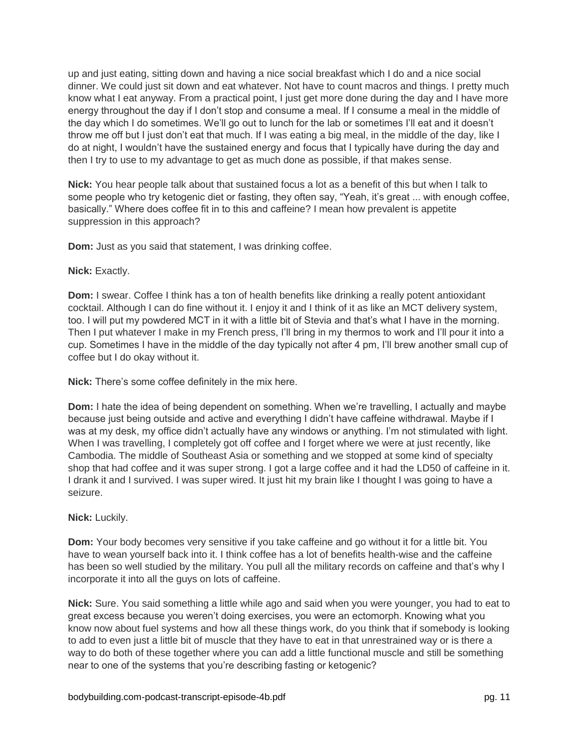up and just eating, sitting down and having a nice social breakfast which I do and a nice social dinner. We could just sit down and eat whatever. Not have to count macros and things. I pretty much know what I eat anyway. From a practical point, I just get more done during the day and I have more energy throughout the day if I don't stop and consume a meal. If I consume a meal in the middle of the day which I do sometimes. We'll go out to lunch for the lab or sometimes I'll eat and it doesn't throw me off but I just don't eat that much. If I was eating a big meal, in the middle of the day, like I do at night, I wouldn't have the sustained energy and focus that I typically have during the day and then I try to use to my advantage to get as much done as possible, if that makes sense.

**Nick:** You hear people talk about that sustained focus a lot as a benefit of this but when I talk to some people who try ketogenic diet or fasting, they often say, "Yeah, it's great ... with enough coffee, basically." Where does coffee fit in to this and caffeine? I mean how prevalent is appetite suppression in this approach?

**Dom:** Just as you said that statement, I was drinking coffee.

**Nick:** Exactly.

**Dom:** I swear. Coffee I think has a ton of health benefits like drinking a really potent antioxidant cocktail. Although I can do fine without it. I enjoy it and I think of it as like an MCT delivery system, too. I will put my powdered MCT in it with a little bit of Stevia and that's what I have in the morning. Then I put whatever I make in my French press, I'll bring in my thermos to work and I'll pour it into a cup. Sometimes I have in the middle of the day typically not after 4 pm, I'll brew another small cup of coffee but I do okay without it.

**Nick:** There's some coffee definitely in the mix here.

**Dom:** I hate the idea of being dependent on something. When we're travelling, I actually and maybe because just being outside and active and everything I didn't have caffeine withdrawal. Maybe if I was at my desk, my office didn't actually have any windows or anything. I'm not stimulated with light. When I was travelling, I completely got off coffee and I forget where we were at just recently, like Cambodia. The middle of Southeast Asia or something and we stopped at some kind of specialty shop that had coffee and it was super strong. I got a large coffee and it had the LD50 of caffeine in it. I drank it and I survived. I was super wired. It just hit my brain like I thought I was going to have a seizure.

**Nick:** Luckily.

**Dom:** Your body becomes very sensitive if you take caffeine and go without it for a little bit. You have to wean yourself back into it. I think coffee has a lot of benefits health-wise and the caffeine has been so well studied by the military. You pull all the military records on caffeine and that's why I incorporate it into all the guys on lots of caffeine.

**Nick:** Sure. You said something a little while ago and said when you were younger, you had to eat to great excess because you weren't doing exercises, you were an ectomorph. Knowing what you know now about fuel systems and how all these things work, do you think that if somebody is looking to add to even just a little bit of muscle that they have to eat in that unrestrained way or is there a way to do both of these together where you can add a little functional muscle and still be something near to one of the systems that you're describing fasting or ketogenic?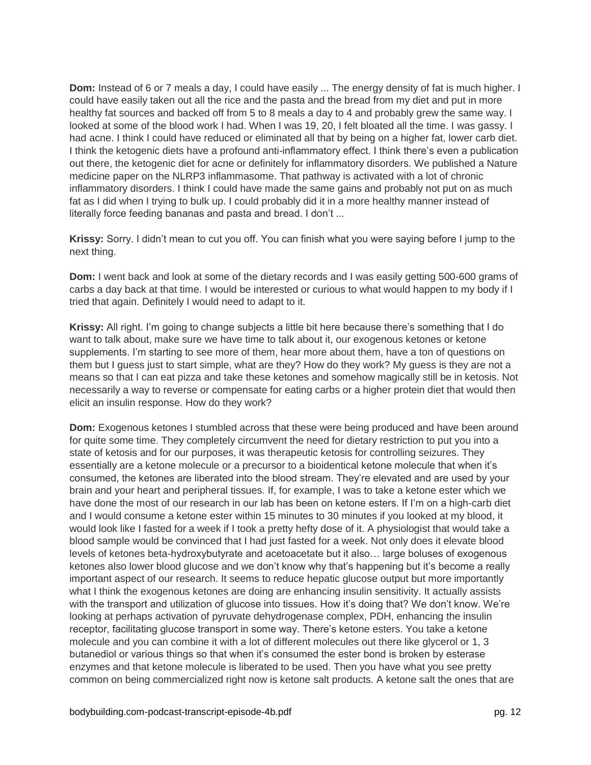**Dom:** Instead of 6 or 7 meals a day, I could have easily ... The energy density of fat is much higher. I could have easily taken out all the rice and the pasta and the bread from my diet and put in more healthy fat sources and backed off from 5 to 8 meals a day to 4 and probably grew the same way. I looked at some of the blood work I had. When I was 19, 20, I felt bloated all the time. I was gassy. I had acne. I think I could have reduced or eliminated all that by being on a higher fat, lower carb diet. I think the ketogenic diets have a profound anti-inflammatory effect. I think there's even a publication out there, the ketogenic diet for acne or definitely for inflammatory disorders. We published a Nature medicine paper on the NLRP3 inflammasome. That pathway is activated with a lot of chronic inflammatory disorders. I think I could have made the same gains and probably not put on as much fat as I did when I trying to bulk up. I could probably did it in a more healthy manner instead of literally force feeding bananas and pasta and bread. I don't ...

**Krissy:** Sorry. I didn't mean to cut you off. You can finish what you were saying before I jump to the next thing.

**Dom:** I went back and look at some of the dietary records and I was easily getting 500-600 grams of carbs a day back at that time. I would be interested or curious to what would happen to my body if I tried that again. Definitely I would need to adapt to it.

**Krissy:** All right. I'm going to change subjects a little bit here because there's something that I do want to talk about, make sure we have time to talk about it, our exogenous ketones or ketone supplements. I'm starting to see more of them, hear more about them, have a ton of questions on them but I guess just to start simple, what are they? How do they work? My guess is they are not a means so that I can eat pizza and take these ketones and somehow magically still be in ketosis. Not necessarily a way to reverse or compensate for eating carbs or a higher protein diet that would then elicit an insulin response. How do they work?

**Dom:** Exogenous ketones I stumbled across that these were being produced and have been around for quite some time. They completely circumvent the need for dietary restriction to put you into a state of ketosis and for our purposes, it was therapeutic ketosis for controlling seizures. They essentially are a ketone molecule or a precursor to a bioidentical ketone molecule that when it's consumed, the ketones are liberated into the blood stream. They're elevated and are used by your brain and your heart and peripheral tissues. If, for example, I was to take a ketone ester which we have done the most of our research in our lab has been on ketone esters. If I'm on a high-carb diet and I would consume a ketone ester within 15 minutes to 30 minutes if you looked at my blood, it would look like I fasted for a week if I took a pretty hefty dose of it. A physiologist that would take a blood sample would be convinced that I had just fasted for a week. Not only does it elevate blood levels of ketones beta-hydroxybutyrate and acetoacetate but it also… large boluses of exogenous ketones also lower blood glucose and we don't know why that's happening but it's become a really important aspect of our research. It seems to reduce hepatic glucose output but more importantly what I think the exogenous ketones are doing are enhancing insulin sensitivity. It actually assists with the transport and utilization of glucose into tissues. How it's doing that? We don't know. We're looking at perhaps activation of pyruvate dehydrogenase complex, PDH, enhancing the insulin receptor, facilitating glucose transport in some way. There's ketone esters. You take a ketone molecule and you can combine it with a lot of different molecules out there like glycerol or 1, 3 butanediol or various things so that when it's consumed the ester bond is broken by esterase enzymes and that ketone molecule is liberated to be used. Then you have what you see pretty common on being commercialized right now is ketone salt products. A ketone salt the ones that are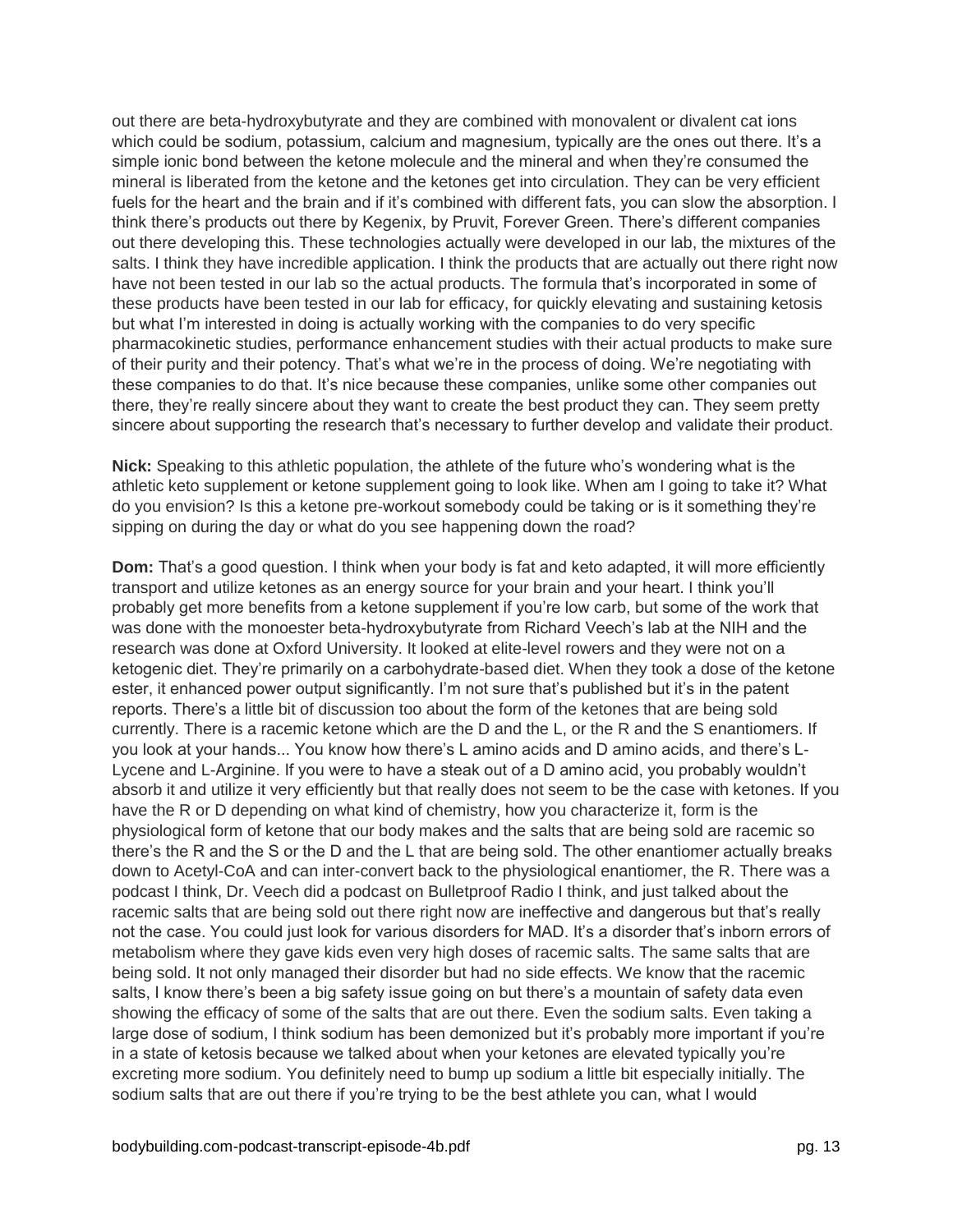out there are beta-hydroxybutyrate and they are combined with monovalent or divalent cat ions which could be sodium, potassium, calcium and magnesium, typically are the ones out there. It's a simple ionic bond between the ketone molecule and the mineral and when they're consumed the mineral is liberated from the ketone and the ketones get into circulation. They can be very efficient fuels for the heart and the brain and if it's combined with different fats, you can slow the absorption. I think there's products out there by Kegenix, by Pruvit, Forever Green. There's different companies out there developing this. These technologies actually were developed in our lab, the mixtures of the salts. I think they have incredible application. I think the products that are actually out there right now have not been tested in our lab so the actual products. The formula that's incorporated in some of these products have been tested in our lab for efficacy, for quickly elevating and sustaining ketosis but what I'm interested in doing is actually working with the companies to do very specific pharmacokinetic studies, performance enhancement studies with their actual products to make sure of their purity and their potency. That's what we're in the process of doing. We're negotiating with these companies to do that. It's nice because these companies, unlike some other companies out there, they're really sincere about they want to create the best product they can. They seem pretty sincere about supporting the research that's necessary to further develop and validate their product.

**Nick:** Speaking to this athletic population, the athlete of the future who's wondering what is the athletic keto supplement or ketone supplement going to look like. When am I going to take it? What do you envision? Is this a ketone pre-workout somebody could be taking or is it something they're sipping on during the day or what do you see happening down the road?

**Dom:** That's a good question. I think when your body is fat and keto adapted, it will more efficiently transport and utilize ketones as an energy source for your brain and your heart. I think you'll probably get more benefits from a ketone supplement if you're low carb, but some of the work that was done with the monoester beta-hydroxybutyrate from Richard Veech's lab at the NIH and the research was done at Oxford University. It looked at elite-level rowers and they were not on a ketogenic diet. They're primarily on a carbohydrate-based diet. When they took a dose of the ketone ester, it enhanced power output significantly. I'm not sure that's published but it's in the patent reports. There's a little bit of discussion too about the form of the ketones that are being sold currently. There is a racemic ketone which are the D and the L, or the R and the S enantiomers. If you look at your hands... You know how there's L amino acids and D amino acids, and there's L-Lycene and L-Arginine. If you were to have a steak out of a D amino acid, you probably wouldn't absorb it and utilize it very efficiently but that really does not seem to be the case with ketones. If you have the R or D depending on what kind of chemistry, how you characterize it, form is the physiological form of ketone that our body makes and the salts that are being sold are racemic so there's the R and the S or the D and the L that are being sold. The other enantiomer actually breaks down to Acetyl-CoA and can inter-convert back to the physiological enantiomer, the R. There was a podcast I think, Dr. Veech did a podcast on Bulletproof Radio I think, and just talked about the racemic salts that are being sold out there right now are ineffective and dangerous but that's really not the case. You could just look for various disorders for MAD. It's a disorder that's inborn errors of metabolism where they gave kids even very high doses of racemic salts. The same salts that are being sold. It not only managed their disorder but had no side effects. We know that the racemic salts, I know there's been a big safety issue going on but there's a mountain of safety data even showing the efficacy of some of the salts that are out there. Even the sodium salts. Even taking a large dose of sodium, I think sodium has been demonized but it's probably more important if you're in a state of ketosis because we talked about when your ketones are elevated typically you're excreting more sodium. You definitely need to bump up sodium a little bit especially initially. The sodium salts that are out there if you're trying to be the best athlete you can, what I would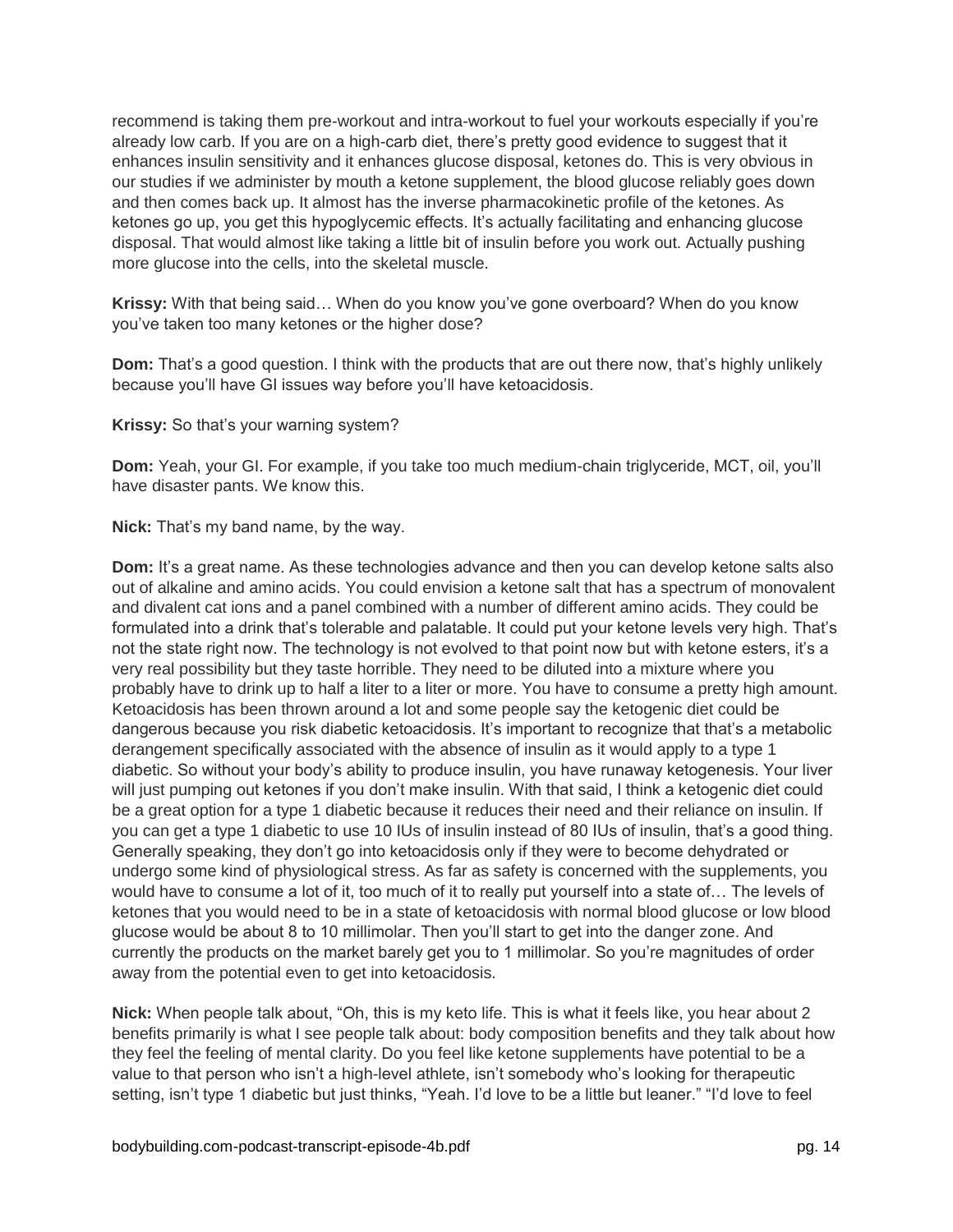recommend is taking them pre-workout and intra-workout to fuel your workouts especially if you're already low carb. If you are on a high-carb diet, there's pretty good evidence to suggest that it enhances insulin sensitivity and it enhances glucose disposal, ketones do. This is very obvious in our studies if we administer by mouth a ketone supplement, the blood glucose reliably goes down and then comes back up. It almost has the inverse pharmacokinetic profile of the ketones. As ketones go up, you get this hypoglycemic effects. It's actually facilitating and enhancing glucose disposal. That would almost like taking a little bit of insulin before you work out. Actually pushing more glucose into the cells, into the skeletal muscle.

**Krissy:** With that being said… When do you know you've gone overboard? When do you know you've taken too many ketones or the higher dose?

**Dom:** That's a good question. I think with the products that are out there now, that's highly unlikely because you'll have GI issues way before you'll have ketoacidosis.

**Krissy:** So that's your warning system?

**Dom:** Yeah, your GI. For example, if you take too much medium-chain triglyceride, MCT, oil, you'll have disaster pants. We know this.

**Nick:** That's my band name, by the way.

**Dom:** It's a great name. As these technologies advance and then you can develop ketone salts also out of alkaline and amino acids. You could envision a ketone salt that has a spectrum of monovalent and divalent cat ions and a panel combined with a number of different amino acids. They could be formulated into a drink that's tolerable and palatable. It could put your ketone levels very high. That's not the state right now. The technology is not evolved to that point now but with ketone esters, it's a very real possibility but they taste horrible. They need to be diluted into a mixture where you probably have to drink up to half a liter to a liter or more. You have to consume a pretty high amount. Ketoacidosis has been thrown around a lot and some people say the ketogenic diet could be dangerous because you risk diabetic ketoacidosis. It's important to recognize that that's a metabolic derangement specifically associated with the absence of insulin as it would apply to a type 1 diabetic. So without your body's ability to produce insulin, you have runaway ketogenesis. Your liver will just pumping out ketones if you don't make insulin. With that said, I think a ketogenic diet could be a great option for a type 1 diabetic because it reduces their need and their reliance on insulin. If you can get a type 1 diabetic to use 10 IUs of insulin instead of 80 IUs of insulin, that's a good thing. Generally speaking, they don't go into ketoacidosis only if they were to become dehydrated or undergo some kind of physiological stress. As far as safety is concerned with the supplements, you would have to consume a lot of it, too much of it to really put yourself into a state of… The levels of ketones that you would need to be in a state of ketoacidosis with normal blood glucose or low blood glucose would be about 8 to 10 millimolar. Then you'll start to get into the danger zone. And currently the products on the market barely get you to 1 millimolar. So you're magnitudes of order away from the potential even to get into ketoacidosis.

**Nick:** When people talk about, "Oh, this is my keto life. This is what it feels like, you hear about 2 benefits primarily is what I see people talk about: body composition benefits and they talk about how they feel the feeling of mental clarity. Do you feel like ketone supplements have potential to be a value to that person who isn't a high-level athlete, isn't somebody who's looking for therapeutic setting, isn't type 1 diabetic but just thinks, "Yeah. I'd love to be a little but leaner." "I'd love to feel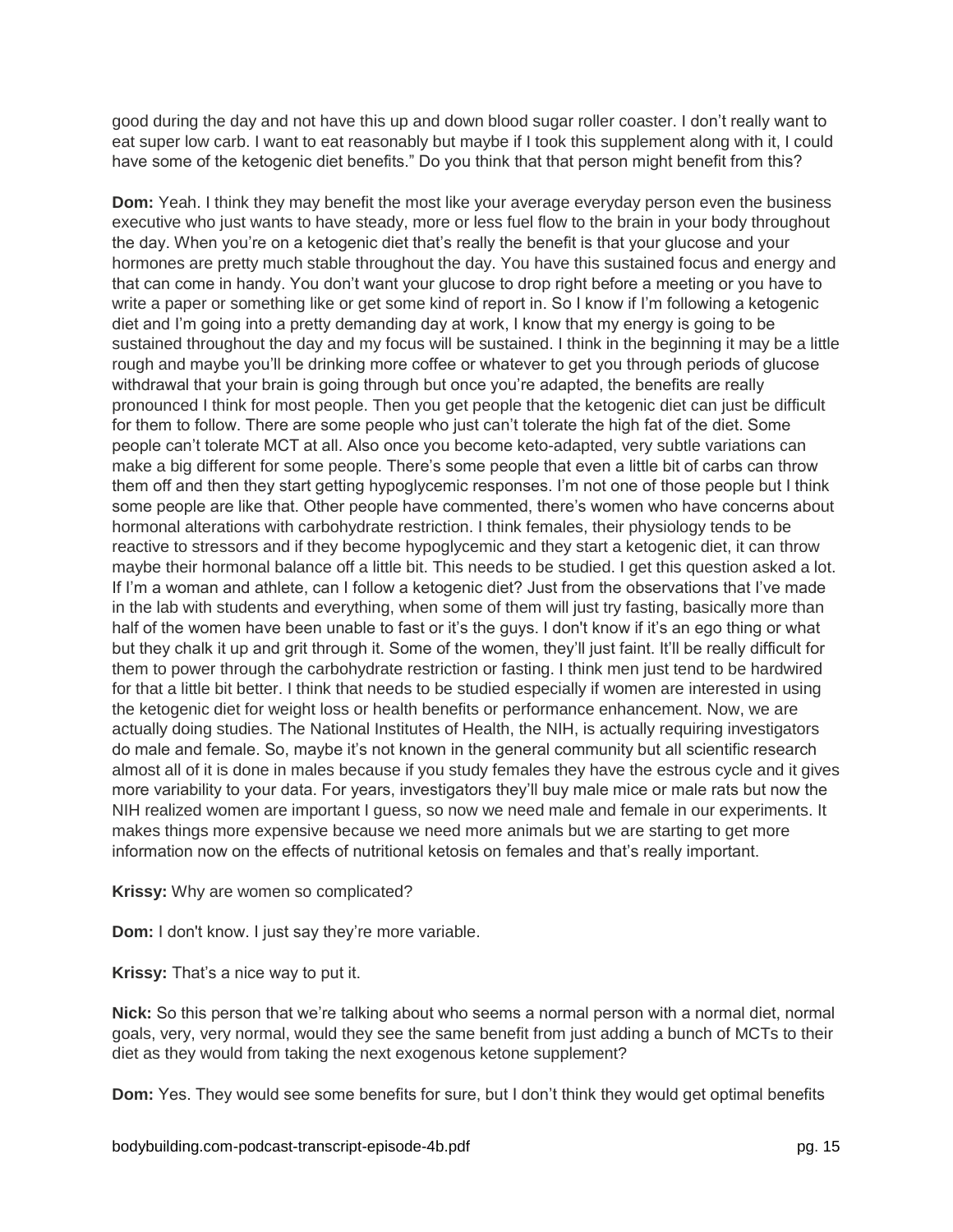good during the day and not have this up and down blood sugar roller coaster. I don't really want to eat super low carb. I want to eat reasonably but maybe if I took this supplement along with it, I could have some of the ketogenic diet benefits." Do you think that that person might benefit from this?

**Dom:** Yeah. I think they may benefit the most like your average everyday person even the business executive who just wants to have steady, more or less fuel flow to the brain in your body throughout the day. When you're on a ketogenic diet that's really the benefit is that your glucose and your hormones are pretty much stable throughout the day. You have this sustained focus and energy and that can come in handy. You don't want your glucose to drop right before a meeting or you have to write a paper or something like or get some kind of report in. So I know if I'm following a ketogenic diet and I'm going into a pretty demanding day at work, I know that my energy is going to be sustained throughout the day and my focus will be sustained. I think in the beginning it may be a little rough and maybe you'll be drinking more coffee or whatever to get you through periods of glucose withdrawal that your brain is going through but once you're adapted, the benefits are really pronounced I think for most people. Then you get people that the ketogenic diet can just be difficult for them to follow. There are some people who just can't tolerate the high fat of the diet. Some people can't tolerate MCT at all. Also once you become keto-adapted, very subtle variations can make a big different for some people. There's some people that even a little bit of carbs can throw them off and then they start getting hypoglycemic responses. I'm not one of those people but I think some people are like that. Other people have commented, there's women who have concerns about hormonal alterations with carbohydrate restriction. I think females, their physiology tends to be reactive to stressors and if they become hypoglycemic and they start a ketogenic diet, it can throw maybe their hormonal balance off a little bit. This needs to be studied. I get this question asked a lot. If I'm a woman and athlete, can I follow a ketogenic diet? Just from the observations that I've made in the lab with students and everything, when some of them will just try fasting, basically more than half of the women have been unable to fast or it's the guys. I don't know if it's an ego thing or what but they chalk it up and grit through it. Some of the women, they'll just faint. It'll be really difficult for them to power through the carbohydrate restriction or fasting. I think men just tend to be hardwired for that a little bit better. I think that needs to be studied especially if women are interested in using the ketogenic diet for weight loss or health benefits or performance enhancement. Now, we are actually doing studies. The National Institutes of Health, the NIH, is actually requiring investigators do male and female. So, maybe it's not known in the general community but all scientific research almost all of it is done in males because if you study females they have the estrous cycle and it gives more variability to your data. For years, investigators they'll buy male mice or male rats but now the NIH realized women are important I guess, so now we need male and female in our experiments. It makes things more expensive because we need more animals but we are starting to get more information now on the effects of nutritional ketosis on females and that's really important.

**Krissy:** Why are women so complicated?

**Dom:** I don't know. I just say they're more variable.

**Krissy:** That's a nice way to put it.

**Nick:** So this person that we're talking about who seems a normal person with a normal diet, normal goals, very, very normal, would they see the same benefit from just adding a bunch of MCTs to their diet as they would from taking the next exogenous ketone supplement?

**Dom:** Yes. They would see some benefits for sure, but I don't think they would get optimal benefits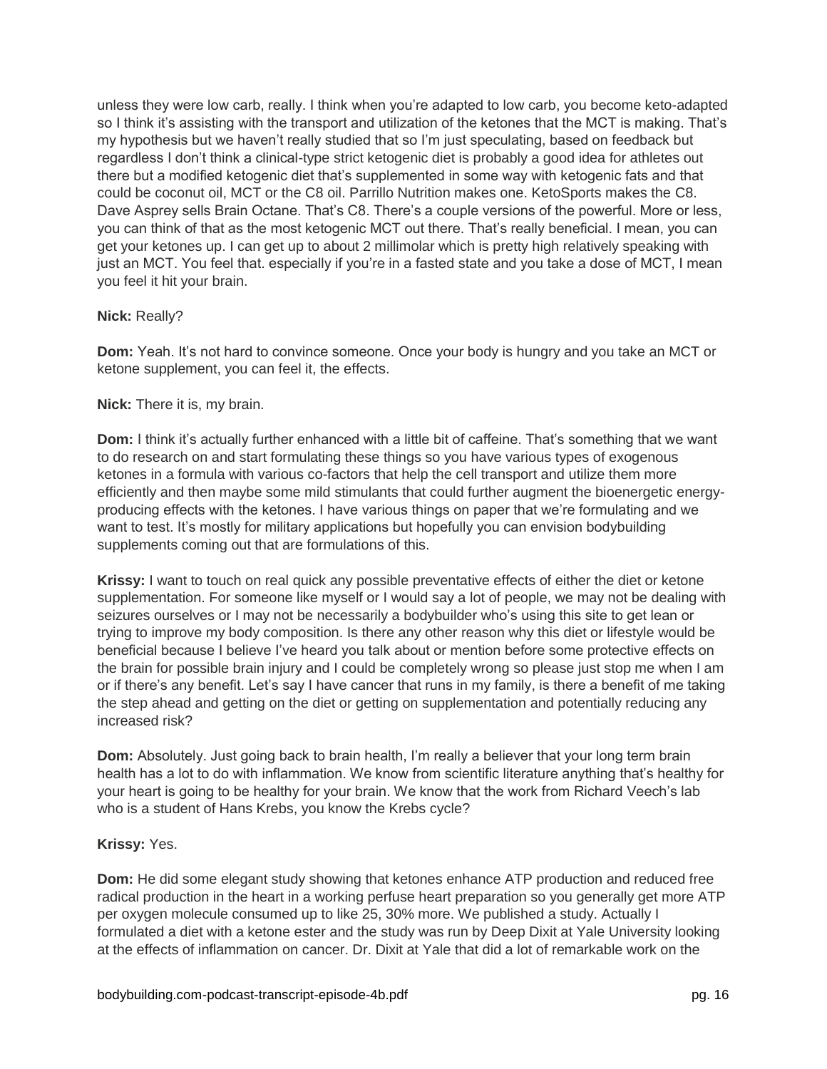unless they were low carb, really. I think when you're adapted to low carb, you become keto-adapted so I think it's assisting with the transport and utilization of the ketones that the MCT is making. That's my hypothesis but we haven't really studied that so I'm just speculating, based on feedback but regardless I don't think a clinical-type strict ketogenic diet is probably a good idea for athletes out there but a modified ketogenic diet that's supplemented in some way with ketogenic fats and that could be coconut oil, MCT or the C8 oil. Parrillo Nutrition makes one. KetoSports makes the C8. Dave Asprey sells Brain Octane. That's C8. There's a couple versions of the powerful. More or less, you can think of that as the most ketogenic MCT out there. That's really beneficial. I mean, you can get your ketones up. I can get up to about 2 millimolar which is pretty high relatively speaking with just an MCT. You feel that. especially if you're in a fasted state and you take a dose of MCT, I mean you feel it hit your brain.

**Nick:** Really?

**Dom:** Yeah. It's not hard to convince someone. Once your body is hungry and you take an MCT or ketone supplement, you can feel it, the effects.

**Nick:** There it is, my brain.

**Dom:** I think it's actually further enhanced with a little bit of caffeine. That's something that we want to do research on and start formulating these things so you have various types of exogenous ketones in a formula with various co-factors that help the cell transport and utilize them more efficiently and then maybe some mild stimulants that could further augment the bioenergetic energy-producing effects with the ketones. I have various things on paper that we're formulating and we want to test. It's mostly for military applications but hopefully you can envision bodybuilding supplements coming out that are formulations of this.

**Krissy:** I want to touch on real quick any possible preventative effects of either the diet or ketone supplementation. For someone like myself or I would say a lot of people, we may not be dealing with seizures ourselves or I may not be necessarily a bodybuilder who's using this site to get lean or trying to improve my body composition. Is there any other reason why this diet or lifestyle would be beneficial because I believe I've heard you talk about or mention before some protective effects on the brain for possible brain injury and I could be completely wrong so please just stop me when I am or if there's any benefit. Let's say I have cancer that runs in my family, is there a benefit of me taking the step ahead and getting on the diet or getting on supplementation and potentially reducing any increased risk?

**Dom:** Absolutely. Just going back to brain health, I'm really a believer that your long term brain health has a lot to do with inflammation. We know from scientific literature anything that's healthy for your heart is going to be healthy for your brain. We know that the work from Richard Veech's lab who is a student of Hans Krebs, you know the Krebs cycle?

**Krissy:** Yes.

**Dom:** He did some elegant study showing that ketones enhance ATP production and reduced free radical production in the heart in a working perfuse heart preparation so you generally get more ATP per oxygen molecule consumed up to like 25, 30% more. We published a study. Actually I formulated a diet with a ketone ester and the study was run by Deep Dixit at Yale University looking at the effects of inflammation on cancer. Dr. Dixit at Yale that did a lot of remarkable work on the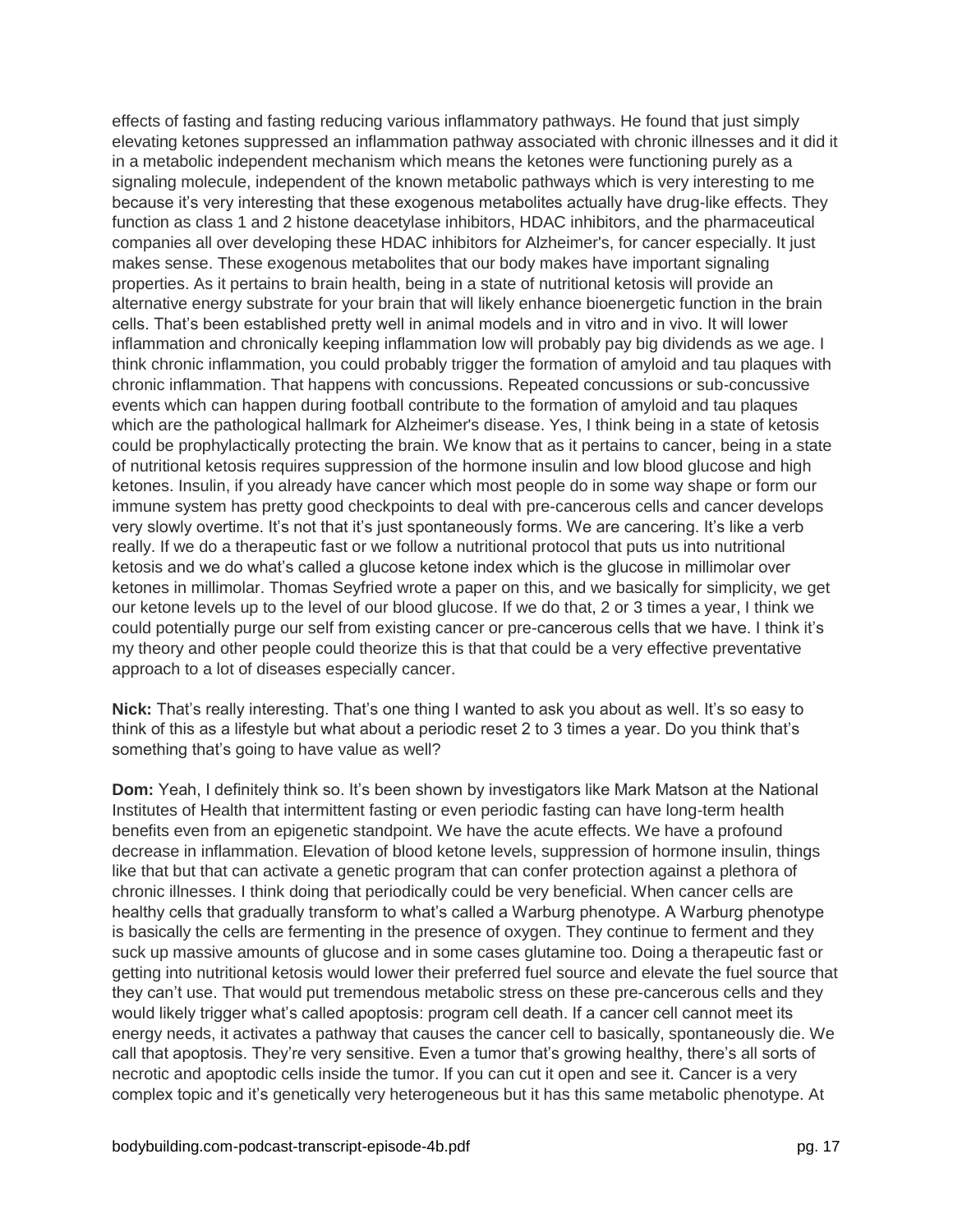effects of fasting and fasting reducing various inflammatory pathways. He found that just simply elevating ketones suppressed an inflammation pathway associated with chronic illnesses and it did it in a metabolic independent mechanism which means the ketones were functioning purely as a signaling molecule, independent of the known metabolic pathways which is very interesting to me because it's very interesting that these exogenous metabolites actually have drug-like effects. They function as class 1 and 2 histone deacetylase inhibitors, HDAC inhibitors, and the pharmaceutical companies all over developing these HDAC inhibitors for Alzheimer's, for cancer especially. It just makes sense. These exogenous metabolites that our body makes have important signaling properties. As it pertains to brain health, being in a state of nutritional ketosis will provide an alternative energy substrate for your brain that will likely enhance bioenergetic function in the brain cells. That's been established pretty well in animal models and in vitro and in vivo. It will lower inflammation and chronically keeping inflammation low will probably pay big dividends as we age. I think chronic inflammation, you could probably trigger the formation of amyloid and tau plaques with chronic inflammation. That happens with concussions. Repeated concussions or sub-concussive events which can happen during football contribute to the formation of amyloid and tau plaques which are the pathological hallmark for Alzheimer's disease. Yes, I think being in a state of ketosis could be prophylactically protecting the brain. We know that as it pertains to cancer, being in a state of nutritional ketosis requires suppression of the hormone insulin and low blood glucose and high ketones. Insulin, if you already have cancer which most people do in some way shape or form our immune system has pretty good checkpoints to deal with pre-cancerous cells and cancer develops very slowly overtime. It's not that it's just spontaneously forms. We are cancering. It's like a verb really. If we do a therapeutic fast or we follow a nutritional protocol that puts us into nutritional ketosis and we do what's called a glucose ketone index which is the glucose in millimolar over ketones in millimolar. Thomas Seyfried wrote a paper on this, and we basically for simplicity, we get our ketone levels up to the level of our blood glucose. If we do that, 2 or 3 times a year, I think we could potentially purge our self from existing cancer or pre-cancerous cells that we have. I think it's my theory and other people could theorize this is that that could be a very effective preventative approach to a lot of diseases especially cancer.

**Nick:** That's really interesting. That's one thing I wanted to ask you about as well. It's so easy to think of this as a lifestyle but what about a periodic reset 2 to 3 times a year. Do you think that's something that's going to have value as well?

**Dom:** Yeah, I definitely think so. It's been shown by investigators like Mark Matson at the National Institutes of Health that intermittent fasting or even periodic fasting can have long-term health benefits even from an epigenetic standpoint. We have the acute effects. We have a profound decrease in inflammation. Elevation of blood ketone levels, suppression of hormone insulin, things like that but that can activate a genetic program that can confer protection against a plethora of chronic illnesses. I think doing that periodically could be very beneficial. When cancer cells are healthy cells that gradually transform to what's called a Warburg phenotype. A Warburg phenotype is basically the cells are fermenting in the presence of oxygen. They continue to ferment and they suck up massive amounts of glucose and in some cases glutamine too. Doing a therapeutic fast or getting into nutritional ketosis would lower their preferred fuel source and elevate the fuel source that they can't use. That would put tremendous metabolic stress on these pre-cancerous cells and they would likely trigger what's called apoptosis: program cell death. If a cancer cell cannot meet its energy needs, it activates a pathway that causes the cancer cell to basically, spontaneously die. We call that apoptosis. They're very sensitive. Even a tumor that's growing healthy, there's all sorts of necrotic and apoptodic cells inside the tumor. If you can cut it open and see it. Cancer is a very complex topic and it's genetically very heterogeneous but it has this same metabolic phenotype. At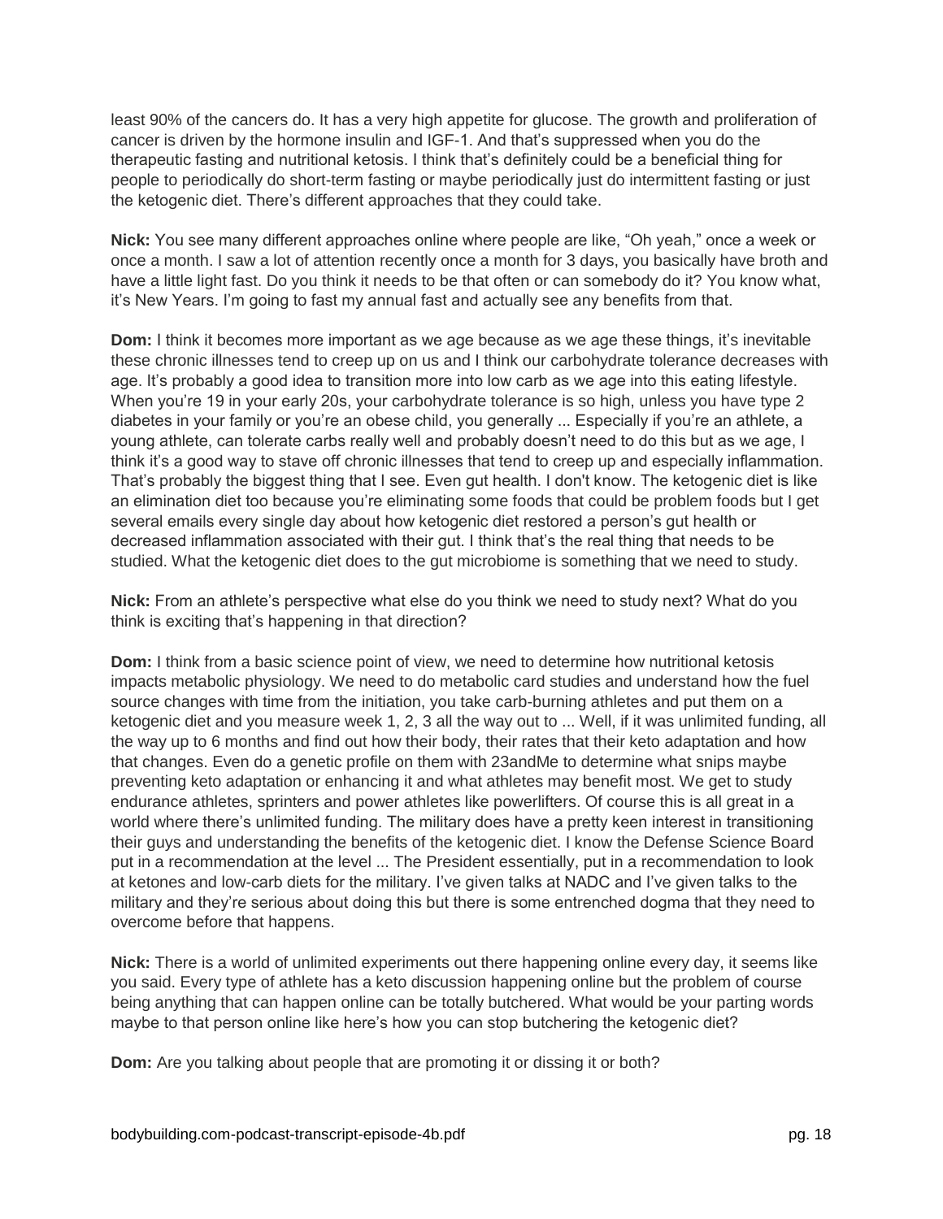least 90% of the cancers do. It has a very high appetite for glucose. The growth and proliferation of cancer is driven by the hormone insulin and IGF-1. And that's suppressed when you do the therapeutic fasting and nutritional ketosis. I think that's definitely could be a beneficial thing for people to periodically do short-term fasting or maybe periodically just do intermittent fasting or just the ketogenic diet. There's different approaches that they could take.

**Nick:** You see many different approaches online where people are like, "Oh yeah," once a week or once a month. I saw a lot of attention recently once a month for 3 days, you basically have broth and have a little light fast. Do you think it needs to be that often or can somebody do it? You know what, it's New Years. I'm going to fast my annual fast and actually see any benefits from that.

**Dom:** I think it becomes more important as we age because as we age these things, it's inevitable these chronic illnesses tend to creep up on us and I think our carbohydrate tolerance decreases with age. It's probably a good idea to transition more into low carb as we age into this eating lifestyle. When you're 19 in your early 20s, your carbohydrate tolerance is so high, unless you have type 2 diabetes in your family or you're an obese child, you generally ... Especially if you're an athlete, a young athlete, can tolerate carbs really well and probably doesn't need to do this but as we age, I think it's a good way to stave off chronic illnesses that tend to creep up and especially inflammation. That's probably the biggest thing that I see. Even gut health. I don't know. The ketogenic diet is like an elimination diet too because you're eliminating some foods that could be problem foods but I get several emails every single day about how ketogenic diet restored a person's gut health or decreased inflammation associated with their gut. I think that's the real thing that needs to be studied. What the ketogenic diet does to the gut microbiome is something that we need to study.

**Nick:** From an athlete's perspective what else do you think we need to study next? What do you think is exciting that's happening in that direction?

**Dom:** I think from a basic science point of view, we need to determine how nutritional ketosis impacts metabolic physiology. We need to do metabolic card studies and understand how the fuel source changes with time from the initiation, you take carb-burning athletes and put them on a ketogenic diet and you measure week 1, 2, 3 all the way out to ... Well, if it was unlimited funding, all the way up to 6 months and find out how their body, their rates that their keto adaptation and how that changes. Even do a genetic profile on them with 23andMe to determine what snips maybe preventing keto adaptation or enhancing it and what athletes may benefit most. We get to study endurance athletes, sprinters and power athletes like powerlifters. Of course this is all great in a world where there's unlimited funding. The military does have a pretty keen interest in transitioning their guys and understanding the benefits of the ketogenic diet. I know the Defense Science Board put in a recommendation at the level ... The President essentially, put in a recommendation to look at ketones and low-carb diets for the military. I've given talks at NADC and I've given talks to the military and they're serious about doing this but there is some entrenched dogma that they need to overcome before that happens.

**Nick:** There is a world of unlimited experiments out there happening online every day, it seems like you said. Every type of athlete has a keto discussion happening online but the problem of course being anything that can happen online can be totally butchered. What would be your parting words maybe to that person online like here's how you can stop butchering the ketogenic diet?

**Dom:** Are you talking about people that are promoting it or dissing it or both?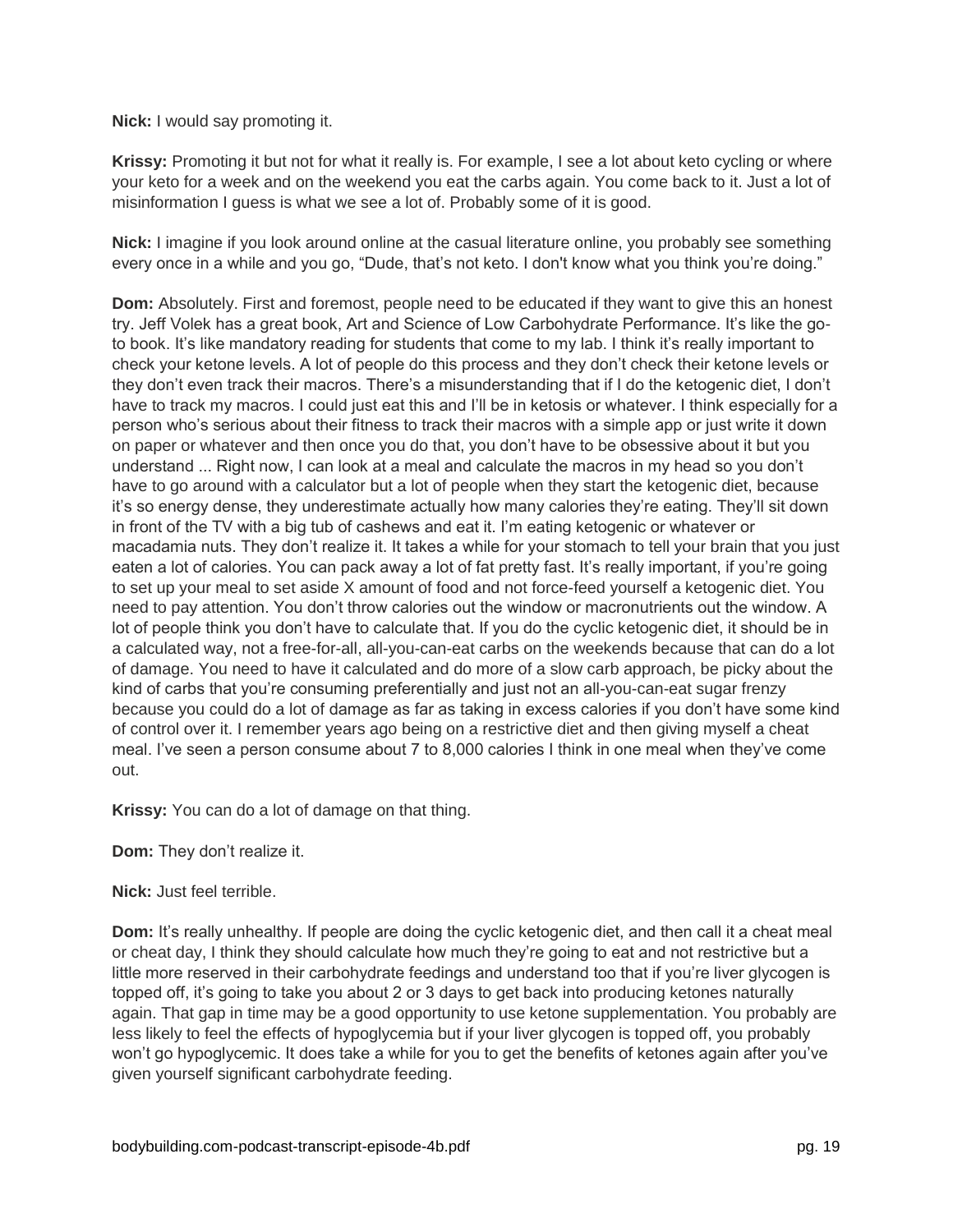**Nick:** I would say promoting it.

**Krissy:** Promoting it but not for what it really is. For example, I see a lot about keto cycling or where your keto for a week and on the weekend you eat the carbs again. You come back to it. Just a lot of misinformation I guess is what we see a lot of. Probably some of it is good.

**Nick:** I imagine if you look around online at the casual literature online, you probably see something every once in a while and you go, "Dude, that's not keto. I don't know what you think you're doing."

**Dom:** Absolutely. First and foremost, people need to be educated if they want to give this an honest try. Jeff Volek has a great book, Art and Science of Low Carbohydrate Performance. It's like the go-to book. It's like mandatory reading for students that come to my lab. I think it's really important to check your ketone levels. A lot of people do this process and they don't check their ketone levels or they don't even track their macros. There's a misunderstanding that if I do the ketogenic diet, I don't have to track my macros. I could just eat this and I'll be in ketosis or whatever. I think especially for a person who's serious about their fitness to track their macros with a simple app or just write it down on paper or whatever and then once you do that, you don't have to be obsessive about it but you understand ... Right now, I can look at a meal and calculate the macros in my head so you don't have to go around with a calculator but a lot of people when they start the ketogenic diet, because it's so energy dense, they underestimate actually how many calories they're eating. They'll sit down in front of the TV with a big tub of cashews and eat it. I'm eating ketogenic or whatever or macadamia nuts. They don't realize it. It takes a while for your stomach to tell your brain that you just eaten a lot of calories. You can pack away a lot of fat pretty fast. It's really important, if you're going to set up your meal to set aside X amount of food and not force-feed yourself a ketogenic diet. You need to pay attention. You don't throw calories out the window or macronutrients out the window. A lot of people think you don't have to calculate that. If you do the cyclic ketogenic diet, it should be in a calculated way, not a free-for-all, all-you-can-eat carbs on the weekends because that can do a lot of damage. You need to have it calculated and do more of a slow carb approach, be picky about the kind of carbs that you're consuming preferentially and just not an all-you-can-eat sugar frenzy because you could do a lot of damage as far as taking in excess calories if you don't have some kind of control over it. I remember years ago being on a restrictive diet and then giving myself a cheat meal. I've seen a person consume about 7 to 8,000 calories I think in one meal when they've come out.

**Krissy:** You can do a lot of damage on that thing.

**Dom:** They don't realize it.

**Nick:** Just feel terrible.

**Dom:** It's really unhealthy. If people are doing the cyclic ketogenic diet, and then call it a cheat meal or cheat day, I think they should calculate how much they're going to eat and not restrictive but a little more reserved in their carbohydrate feedings and understand too that if you're liver glycogen is topped off, it's going to take you about 2 or 3 days to get back into producing ketones naturally again. That gap in time may be a good opportunity to use ketone supplementation. You probably are less likely to feel the effects of hypoglycemia but if your liver glycogen is topped off, you probably won't go hypoglycemic. It does take a while for you to get the benefits of ketones again after you've given yourself significant carbohydrate feeding.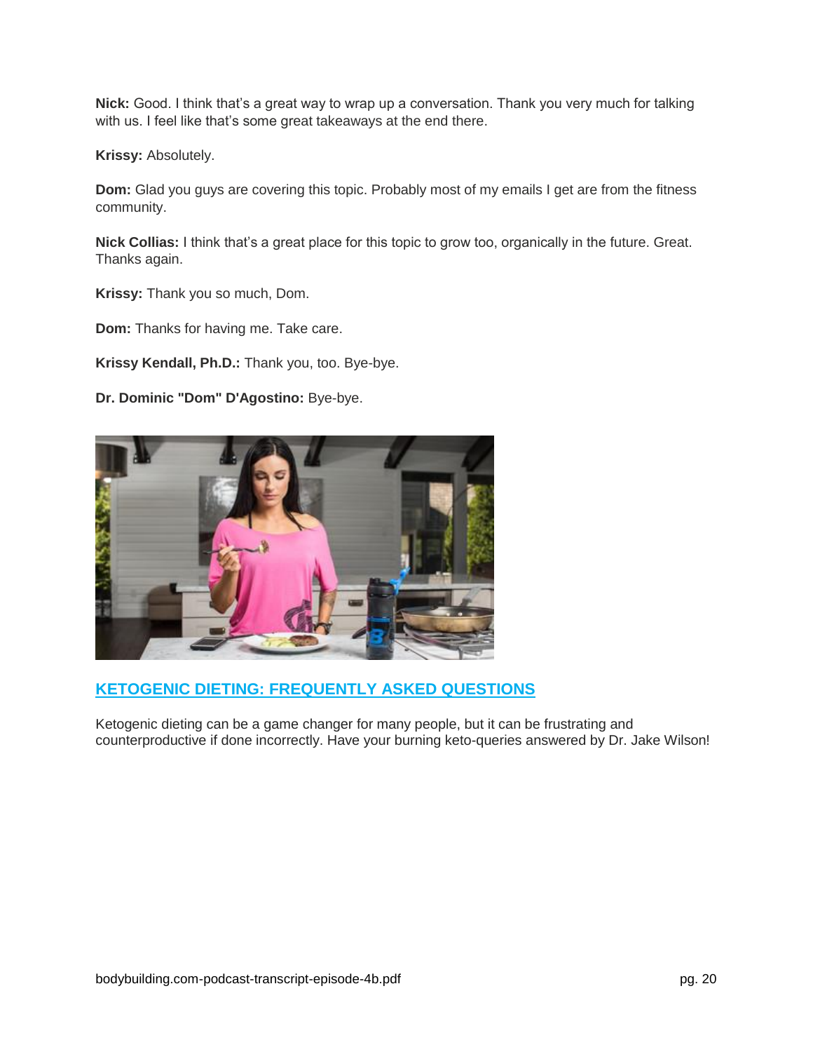**Nick:** Good. I think that's a great way to wrap up a conversation. Thank you very much for talking with us. I feel like that's some great takeaways at the end there.

**Krissy:** Absolutely.

**Dom:** Glad you guys are covering this topic. Probably most of my emails I get are from the fitness community.

**Nick Collias:** I think that's a great place for this topic to grow too, organically in the future. Great. Thanks again.

**Krissy:** Thank you so much, Dom.

**Dom:** Thanks for having me. Take care.

**Krissy Kendall, Ph.D.:** Thank you, too. Bye-bye.

**Dr. Dominic "Dom" D'Agostino:** Bye-bye.

## KETOGENIC DIETING: FREQUENTLY ASKED QUESTIONS

Ketogenic dieting can be a game changer for many people, but it can be frustrating and counterproductive if done incorrectly. Have your burning keto-queries answered by Dr. Jake Wilson!